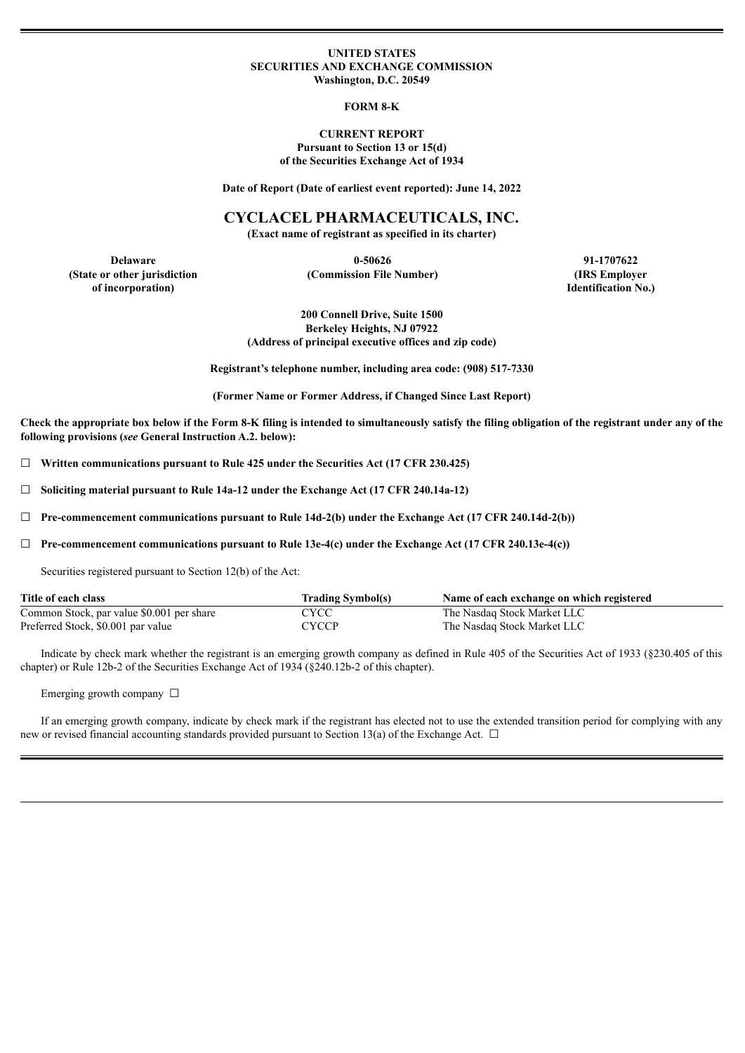**UNITED STATES**
**SECURITIES AND EXCHANGE COMMISSION**
**Washington, D.C. 20549**

**FORM 8-K**

**CURRENT REPORT**
**Pursuant to Section 13 or 15(d)**
**of the Securities Exchange Act of 1934**

**Date of Report (Date of earliest event reported): June 14, 2022**

# CYCLACEL PHARMACEUTICALS, INC.

**(Exact name of registrant as specified in its charter)**

| **Delaware** | **0-50626** | **91-1707622** |
|---|---|---|
| **(State or other jurisdiction of incorporation)** | **(Commission File Number)** | **(IRS Employer Identification No.)** |

**200 Connell Drive, Suite 1500**
**Berkeley Heights, NJ 07922**
**(Address of principal executive offices and zip code)**

**Registrant's telephone number, including area code: (908) 517-7330**

**(Former Name or Former Address, if Changed Since Last Report)**

**Check the appropriate box below if the Form 8-K filing is intended to simultaneously satisfy the filing obligation of the registrant under any of the following provisions (*see* General Instruction A.2. below):**

☐ **Written communications pursuant to Rule 425 under the Securities Act (17 CFR 230.425)**

☐ **Soliciting material pursuant to Rule 14a-12 under the Exchange Act (17 CFR 240.14a-12)**

☐ **Pre-commencement communications pursuant to Rule 14d-2(b) under the Exchange Act (17 CFR 240.14d-2(b))**

☐ **Pre-commencement communications pursuant to Rule 13e-4(c) under the Exchange Act (17 CFR 240.13e-4(c))**

Securities registered pursuant to Section 12(b) of the Act:

| **Title of each class** | **Trading Symbol(s)** | **Name of each exchange on which registered** |
|---|---|---|
| Common Stock, par value $0.001 per share | CYCC | The Nasdaq Stock Market LLC |
| Preferred Stock, $0.001 par value | CYCCP | The Nasdaq Stock Market LLC |

Indicate by check mark whether the registrant is an emerging growth company as defined in Rule 405 of the Securities Act of 1933 (§230.405 of this chapter) or Rule 12b-2 of the Securities Exchange Act of 1934 (§240.12b-2 of this chapter).

Emerging growth company ☐

If an emerging growth company, indicate by check mark if the registrant has elected not to use the extended transition period for complying with any new or revised financial accounting standards provided pursuant to Section 13(a) of the Exchange Act. ☐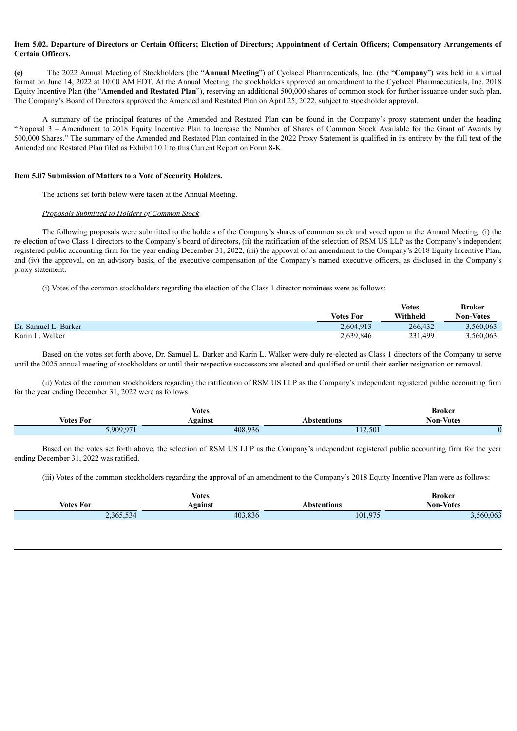**Item 5.02. Departure of Directors or Certain Officers; Election of Directors; Appointment of Certain Officers; Compensatory Arrangements of Certain Officers.**

**(e)** The 2022 Annual Meeting of Stockholders (the "**Annual Meeting**") of Cyclacel Pharmaceuticals, Inc. (the "**Company**") was held in a virtual format on June 14, 2022 at 10:00 AM EDT. At the Annual Meeting, the stockholders approved an amendment to the Cyclacel Pharmaceuticals, Inc. 2018 Equity Incentive Plan (the "**Amended and Restated Plan**"), reserving an additional 500,000 shares of common stock for further issuance under such plan. The Company's Board of Directors approved the Amended and Restated Plan on April 25, 2022, subject to stockholder approval.

A summary of the principal features of the Amended and Restated Plan can be found in the Company's proxy statement under the heading "Proposal 3 – Amendment to 2018 Equity Incentive Plan to Increase the Number of Shares of Common Stock Available for the Grant of Awards by 500,000 Shares." The summary of the Amended and Restated Plan contained in the 2022 Proxy Statement is qualified in its entirety by the full text of the Amended and Restated Plan filed as Exhibit 10.1 to this Current Report on Form 8-K.

**Item 5.07 Submission of Matters to a Vote of Security Holders.**

The actions set forth below were taken at the Annual Meeting.

*Proposals Submitted to Holders of Common Stock*

The following proposals were submitted to the holders of the Company's shares of common stock and voted upon at the Annual Meeting: (i) the re-election of two Class 1 directors to the Company's board of directors, (ii) the ratification of the selection of RSM US LLP as the Company's independent registered public accounting firm for the year ending December 31, 2022, (iii) the approval of an amendment to the Company's 2018 Equity Incentive Plan, and (iv) the approval, on an advisory basis, of the executive compensation of the Company's named executive officers, as disclosed in the Company's proxy statement.

(i) Votes of the common stockholders regarding the election of the Class 1 director nominees were as follows:

| | Votes For | Votes Withheld | Broker Non-Votes |
|---|---|---|---|
| Dr. Samuel L. Barker | 2,604,913 | 266,432 | 3,560,063 |
| Karin L. Walker | 2,639,846 | 231,499 | 3,560,063 |

Based on the votes set forth above, Dr. Samuel L. Barker and Karin L. Walker were duly re-elected as Class 1 directors of the Company to serve until the 2025 annual meeting of stockholders or until their respective successors are elected and qualified or until their earlier resignation or removal.

(ii) Votes of the common stockholders regarding the ratification of RSM US LLP as the Company's independent registered public accounting firm for the year ending December 31, 2022 were as follows:

| Votes For | Votes Against | Abstentions | Broker Non-Votes |
|---|---|---|---|
| 5,909,971 | 408,936 | 112,501 | 0 |

Based on the votes set forth above, the selection of RSM US LLP as the Company's independent registered public accounting firm for the year ending December 31, 2022 was ratified.

(iii) Votes of the common stockholders regarding the approval of an amendment to the Company's 2018 Equity Incentive Plan were as follows:

| Votes For | Votes Against | Abstentions | Broker Non-Votes |
|---|---|---|---|
| 2,365,534 | 403,836 | 101,975 | 3,560,063 |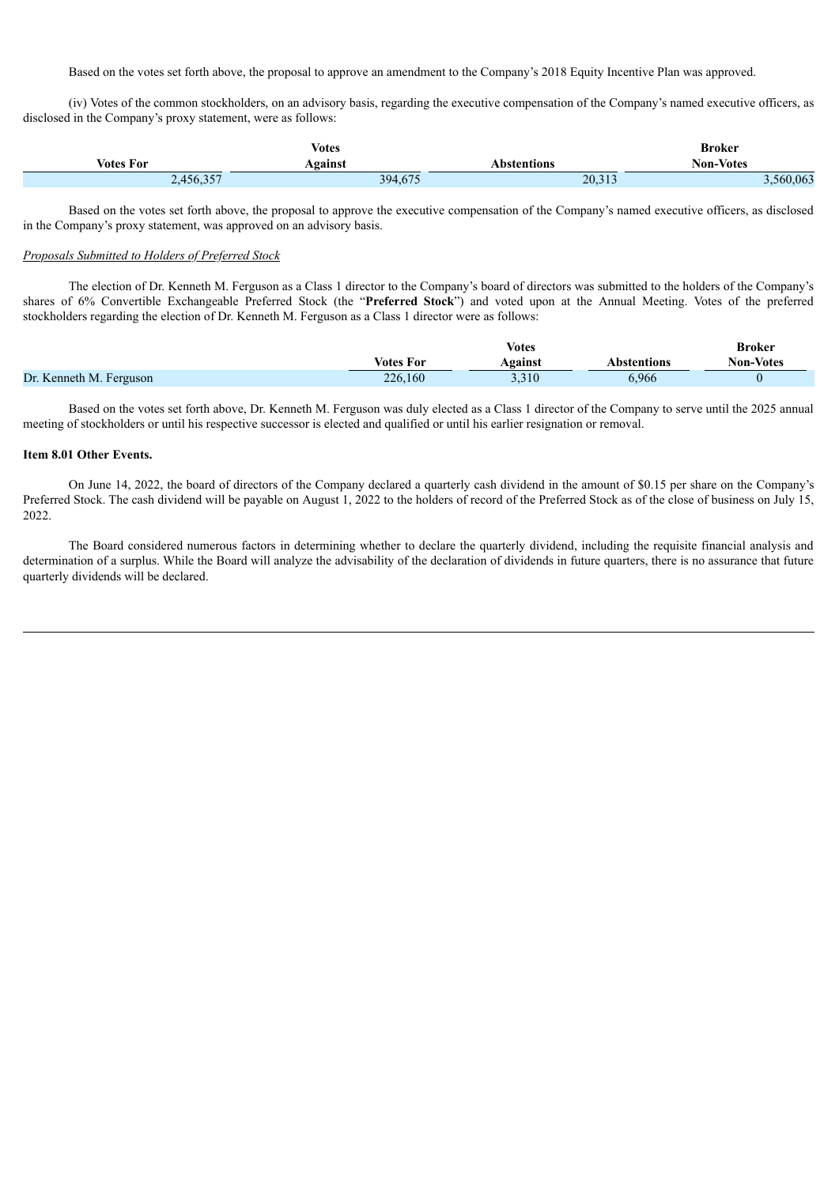Based on the votes set forth above, the proposal to approve an amendment to the Company's 2018 Equity Incentive Plan was approved.

(iv) Votes of the common stockholders, on an advisory basis, regarding the executive compensation of the Company's named executive officers, as disclosed in the Company's proxy statement, were as follows:

| Votes For | Votes Against | Abstentions | Broker Non-Votes |
|---|---|---|---|
| 2,456,357 | 394,675 | 20,313 | 3,560,063 |

Based on the votes set forth above, the proposal to approve the executive compensation of the Company's named executive officers, as disclosed in the Company's proxy statement, was approved on an advisory basis.

*Proposals Submitted to Holders of Preferred Stock*

The election of Dr. Kenneth M. Ferguson as a Class 1 director to the Company's board of directors was submitted to the holders of the Company's shares of 6% Convertible Exchangeable Preferred Stock (the "**Preferred Stock**") and voted upon at the Annual Meeting. Votes of the preferred stockholders regarding the election of Dr. Kenneth M. Ferguson as a Class 1 director were as follows:

| | Votes For | Votes Against | Abstentions | Broker Non-Votes |
|---|---|---|---|---|
| Dr. Kenneth M. Ferguson | 226,160 | 3,310 | 6,966 | 0 |

Based on the votes set forth above, Dr. Kenneth M. Ferguson was duly elected as a Class 1 director of the Company to serve until the 2025 annual meeting of stockholders or until his respective successor is elected and qualified or until his earlier resignation or removal.

**Item 8.01 Other Events.**

On June 14, 2022, the board of directors of the Company declared a quarterly cash dividend in the amount of $0.15 per share on the Company's Preferred Stock. The cash dividend will be payable on August 1, 2022 to the holders of record of the Preferred Stock as of the close of business on July 15, 2022.

The Board considered numerous factors in determining whether to declare the quarterly dividend, including the requisite financial analysis and determination of a surplus. While the Board will analyze the advisability of the declaration of dividends in future quarters, there is no assurance that future quarterly dividends will be declared.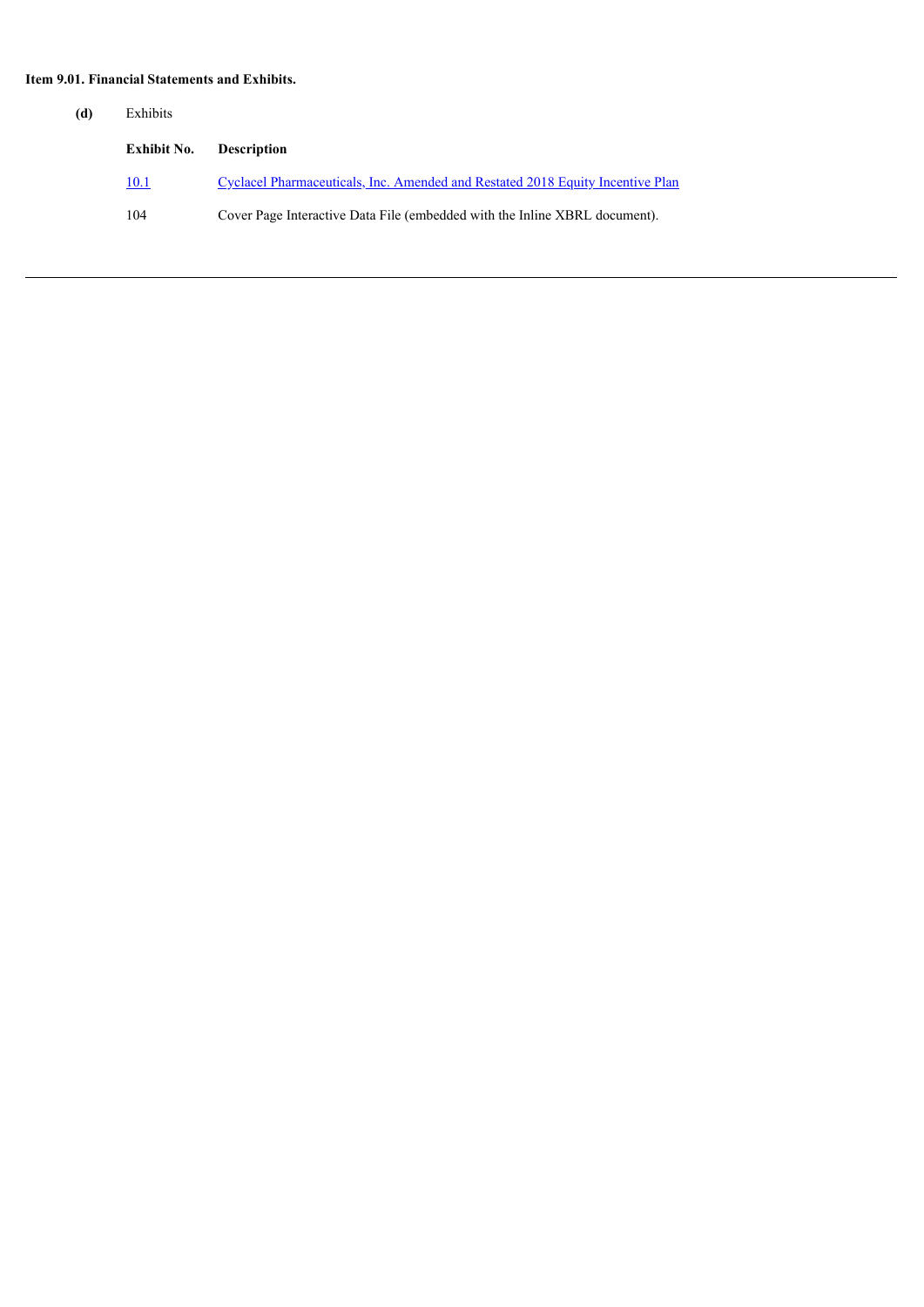**Item 9.01. Financial Statements and Exhibits.**

**(d)** Exhibits

| Exhibit No. | Description |
|---|---|
| 10.1 | Cyclacel Pharmaceuticals, Inc. Amended and Restated 2018 Equity Incentive Plan |
| 104 | Cover Page Interactive Data File (embedded with the Inline XBRL document). |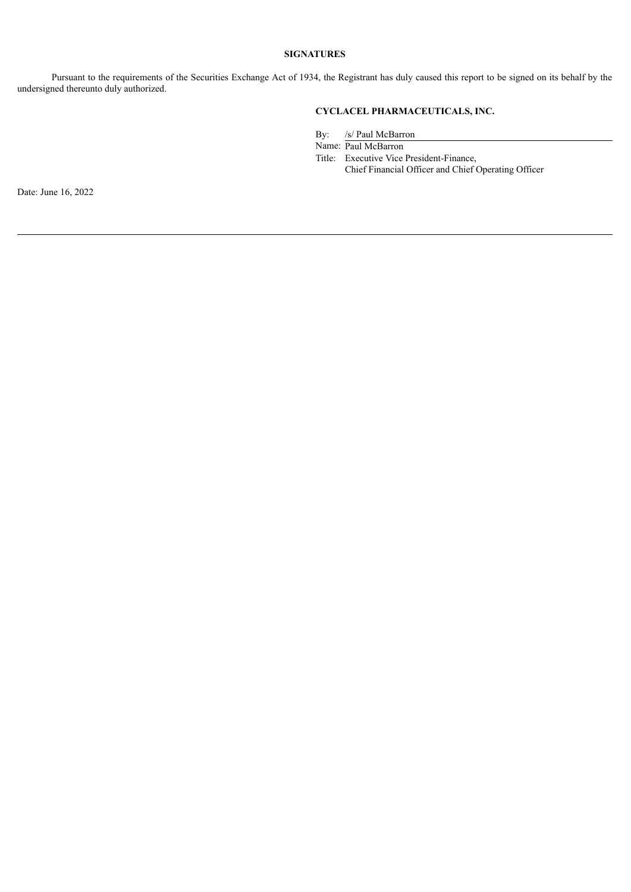**SIGNATURES**

Pursuant to the requirements of the Securities Exchange Act of 1934, the Registrant has duly caused this report to be signed on its behalf by the undersigned thereunto duly authorized.

**CYCLACEL PHARMACEUTICALS, INC.**

By: /s/ Paul McBarron

Name: Paul McBarron

Title: Executive Vice President-Finance, Chief Financial Officer and Chief Operating Officer

Date: June 16, 2022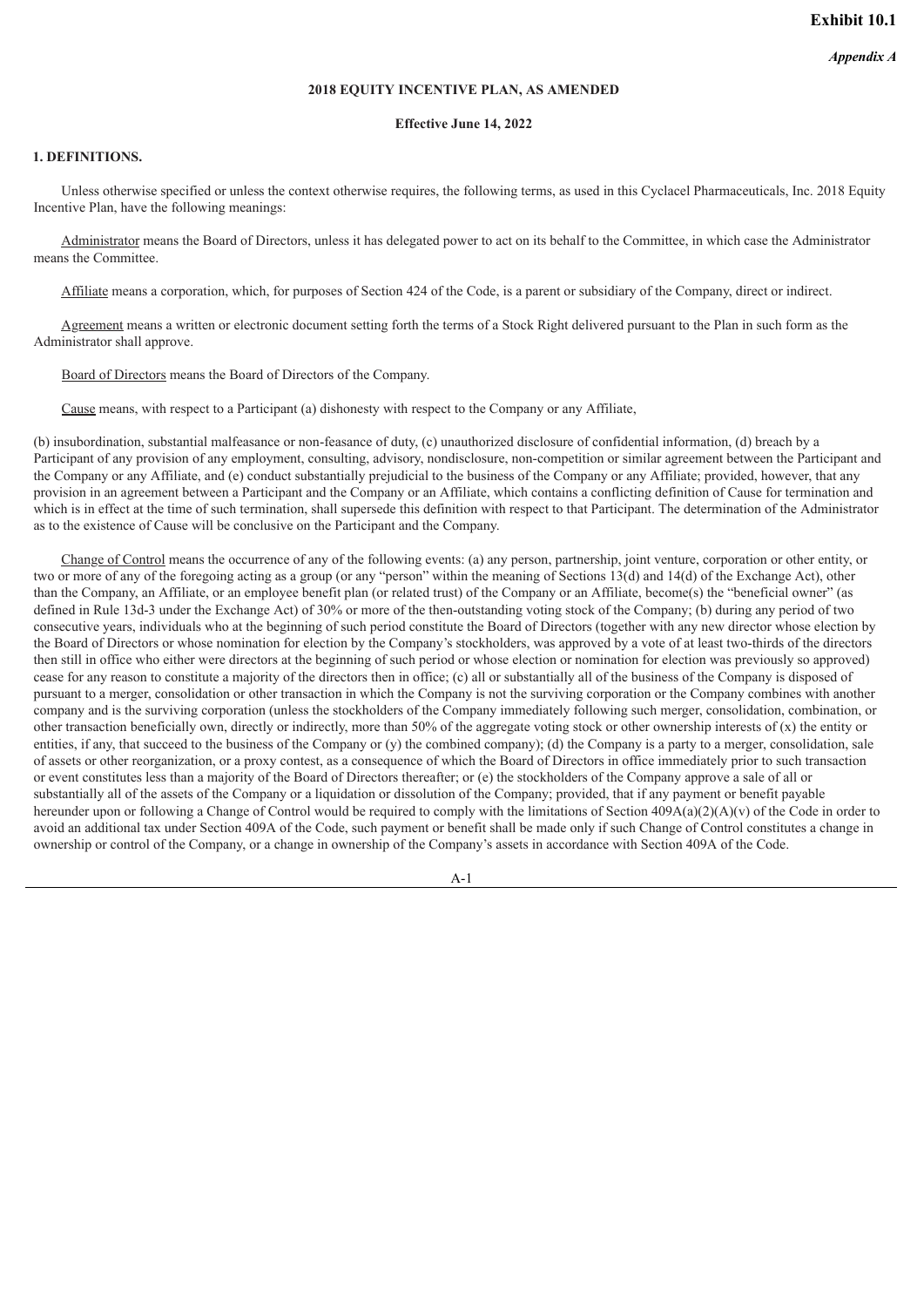**Exhibit 10.1**

***Appendix A***

**2018 EQUITY INCENTIVE PLAN, AS AMENDED**

**Effective June 14, 2022**

**1. DEFINITIONS.**

Unless otherwise specified or unless the context otherwise requires, the following terms, as used in this Cyclacel Pharmaceuticals, Inc. 2018 Equity Incentive Plan, have the following meanings:

Administrator means the Board of Directors, unless it has delegated power to act on its behalf to the Committee, in which case the Administrator means the Committee.

Affiliate means a corporation, which, for purposes of Section 424 of the Code, is a parent or subsidiary of the Company, direct or indirect.

Agreement means a written or electronic document setting forth the terms of a Stock Right delivered pursuant to the Plan in such form as the Administrator shall approve.

Board of Directors means the Board of Directors of the Company.

Cause means, with respect to a Participant (a) dishonesty with respect to the Company or any Affiliate, (b) insubordination, substantial malfeasance or non-feasance of duty, (c) unauthorized disclosure of confidential information, (d) breach by a Participant of any provision of any employment, consulting, advisory, nondisclosure, non-competition or similar agreement between the Participant and the Company or any Affiliate, and (e) conduct substantially prejudicial to the business of the Company or any Affiliate; provided, however, that any provision in an agreement between a Participant and the Company or an Affiliate, which contains a conflicting definition of Cause for termination and which is in effect at the time of such termination, shall supersede this definition with respect to that Participant. The determination of the Administrator as to the existence of Cause will be conclusive on the Participant and the Company.

Change of Control means the occurrence of any of the following events: (a) any person, partnership, joint venture, corporation or other entity, or two or more of any of the foregoing acting as a group (or any "person" within the meaning of Sections 13(d) and 14(d) of the Exchange Act), other than the Company, an Affiliate, or an employee benefit plan (or related trust) of the Company or an Affiliate, become(s) the "beneficial owner" (as defined in Rule 13d-3 under the Exchange Act) of 30% or more of the then-outstanding voting stock of the Company; (b) during any period of two consecutive years, individuals who at the beginning of such period constitute the Board of Directors (together with any new director whose election by the Board of Directors or whose nomination for election by the Company's stockholders, was approved by a vote of at least two-thirds of the directors then still in office who either were directors at the beginning of such period or whose election or nomination for election was previously so approved) cease for any reason to constitute a majority of the directors then in office; (c) all or substantially all of the business of the Company is disposed of pursuant to a merger, consolidation or other transaction in which the Company is not the surviving corporation or the Company combines with another company and is the surviving corporation (unless the stockholders of the Company immediately following such merger, consolidation, combination, or other transaction beneficially own, directly or indirectly, more than 50% of the aggregate voting stock or other ownership interests of (x) the entity or entities, if any, that succeed to the business of the Company or (y) the combined company); (d) the Company is a party to a merger, consolidation, sale of assets or other reorganization, or a proxy contest, as a consequence of which the Board of Directors in office immediately prior to such transaction or event constitutes less than a majority of the Board of Directors thereafter; or (e) the stockholders of the Company approve a sale of all or substantially all of the assets of the Company or a liquidation or dissolution of the Company; provided, that if any payment or benefit payable hereunder upon or following a Change of Control would be required to comply with the limitations of Section 409A(a)(2)(A)(v) of the Code in order to avoid an additional tax under Section 409A of the Code, such payment or benefit shall be made only if such Change of Control constitutes a change in ownership or control of the Company, or a change in ownership of the Company's assets in accordance with Section 409A of the Code.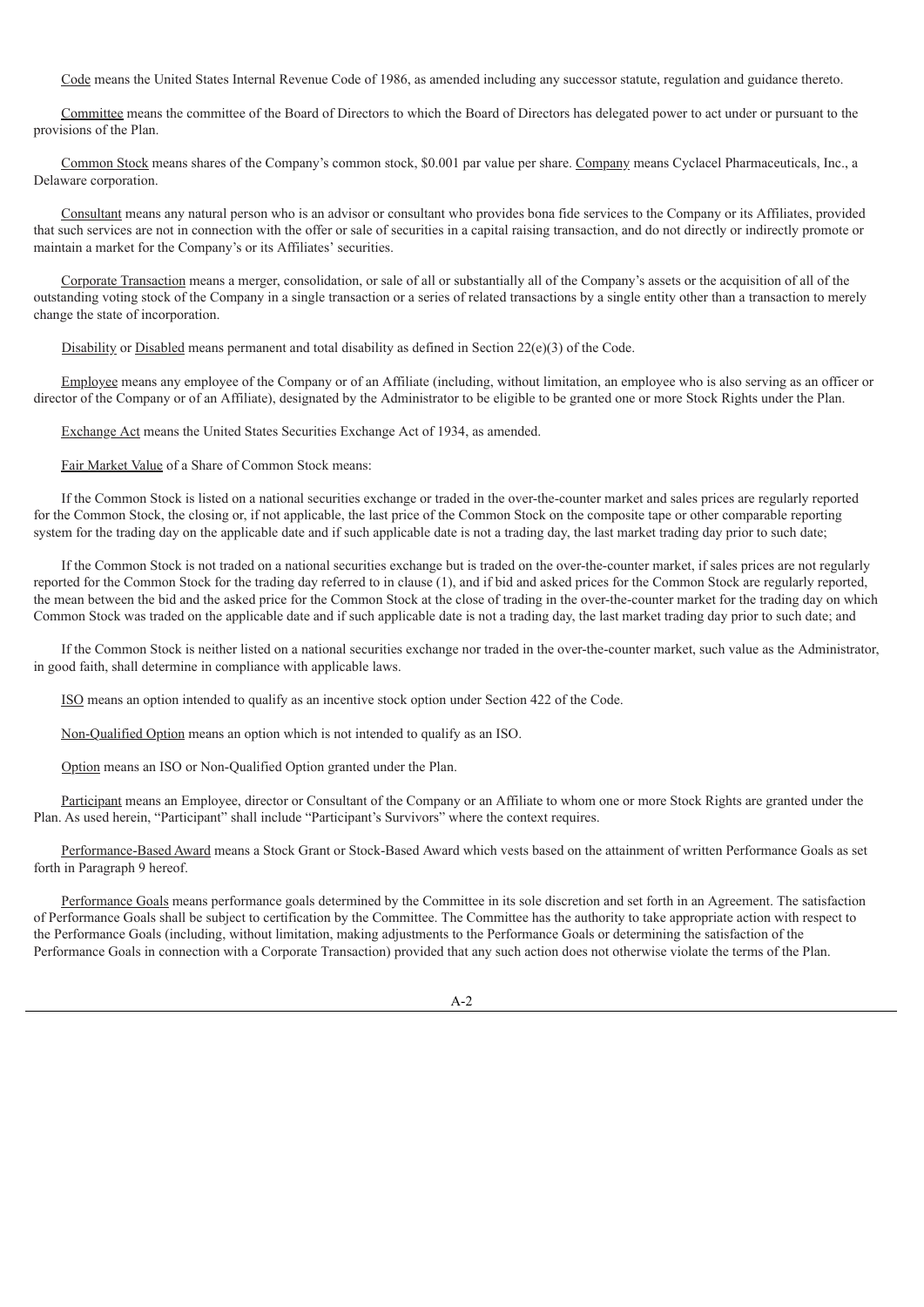Code means the United States Internal Revenue Code of 1986, as amended including any successor statute, regulation and guidance thereto.

Committee means the committee of the Board of Directors to which the Board of Directors has delegated power to act under or pursuant to the provisions of the Plan.

Common Stock means shares of the Company's common stock, $0.001 par value per share. Company means Cyclacel Pharmaceuticals, Inc., a Delaware corporation.

Consultant means any natural person who is an advisor or consultant who provides bona fide services to the Company or its Affiliates, provided that such services are not in connection with the offer or sale of securities in a capital raising transaction, and do not directly or indirectly promote or maintain a market for the Company's or its Affiliates' securities.

Corporate Transaction means a merger, consolidation, or sale of all or substantially all of the Company's assets or the acquisition of all of the outstanding voting stock of the Company in a single transaction or a series of related transactions by a single entity other than a transaction to merely change the state of incorporation.

Disability or Disabled means permanent and total disability as defined in Section 22(e)(3) of the Code.

Employee means any employee of the Company or of an Affiliate (including, without limitation, an employee who is also serving as an officer or director of the Company or of an Affiliate), designated by the Administrator to be eligible to be granted one or more Stock Rights under the Plan.

Exchange Act means the United States Securities Exchange Act of 1934, as amended.

Fair Market Value of a Share of Common Stock means:

If the Common Stock is listed on a national securities exchange or traded in the over-the-counter market and sales prices are regularly reported for the Common Stock, the closing or, if not applicable, the last price of the Common Stock on the composite tape or other comparable reporting system for the trading day on the applicable date and if such applicable date is not a trading day, the last market trading day prior to such date;

If the Common Stock is not traded on a national securities exchange but is traded on the over-the-counter market, if sales prices are not regularly reported for the Common Stock for the trading day referred to in clause (1), and if bid and asked prices for the Common Stock are regularly reported, the mean between the bid and the asked price for the Common Stock at the close of trading in the over-the-counter market for the trading day on which Common Stock was traded on the applicable date and if such applicable date is not a trading day, the last market trading day prior to such date; and

If the Common Stock is neither listed on a national securities exchange nor traded in the over-the-counter market, such value as the Administrator, in good faith, shall determine in compliance with applicable laws.

ISO means an option intended to qualify as an incentive stock option under Section 422 of the Code.

Non-Qualified Option means an option which is not intended to qualify as an ISO.

Option means an ISO or Non-Qualified Option granted under the Plan.

Participant means an Employee, director or Consultant of the Company or an Affiliate to whom one or more Stock Rights are granted under the Plan. As used herein, "Participant" shall include "Participant's Survivors" where the context requires.

Performance-Based Award means a Stock Grant or Stock-Based Award which vests based on the attainment of written Performance Goals as set forth in Paragraph 9 hereof.

Performance Goals means performance goals determined by the Committee in its sole discretion and set forth in an Agreement. The satisfaction of Performance Goals shall be subject to certification by the Committee. The Committee has the authority to take appropriate action with respect to the Performance Goals (including, without limitation, making adjustments to the Performance Goals or determining the satisfaction of the Performance Goals in connection with a Corporate Transaction) provided that any such action does not otherwise violate the terms of the Plan.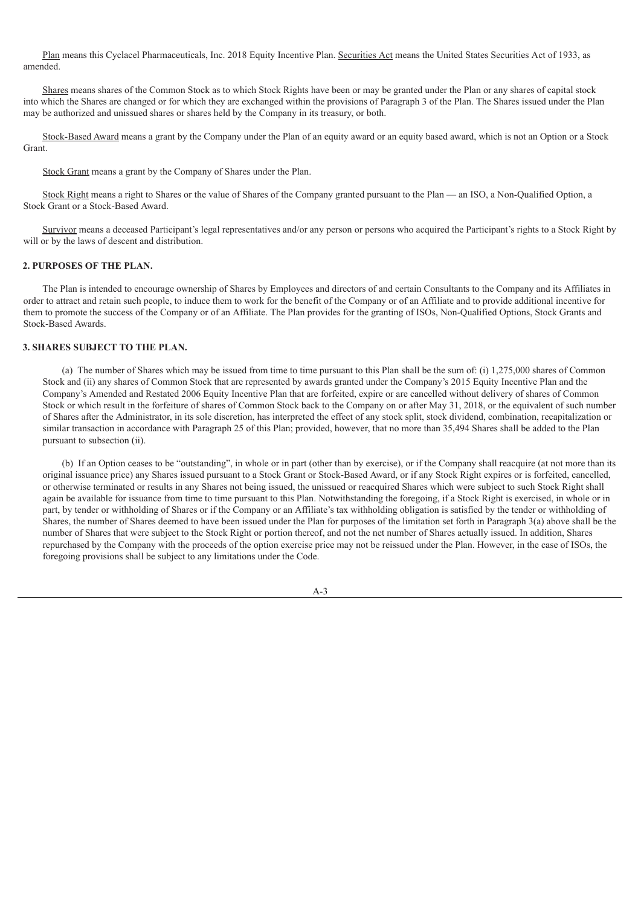Plan means this Cyclacel Pharmaceuticals, Inc. 2018 Equity Incentive Plan. Securities Act means the United States Securities Act of 1933, as amended.

Shares means shares of the Common Stock as to which Stock Rights have been or may be granted under the Plan or any shares of capital stock into which the Shares are changed or for which they are exchanged within the provisions of Paragraph 3 of the Plan. The Shares issued under the Plan may be authorized and unissued shares or shares held by the Company in its treasury, or both.

Stock-Based Award means a grant by the Company under the Plan of an equity award or an equity based award, which is not an Option or a Stock Grant.

Stock Grant means a grant by the Company of Shares under the Plan.

Stock Right means a right to Shares or the value of Shares of the Company granted pursuant to the Plan — an ISO, a Non-Qualified Option, a Stock Grant or a Stock-Based Award.

Survivor means a deceased Participant's legal representatives and/or any person or persons who acquired the Participant's rights to a Stock Right by will or by the laws of descent and distribution.

**2. PURPOSES OF THE PLAN.**

The Plan is intended to encourage ownership of Shares by Employees and directors of and certain Consultants to the Company and its Affiliates in order to attract and retain such people, to induce them to work for the benefit of the Company or of an Affiliate and to provide additional incentive for them to promote the success of the Company or of an Affiliate. The Plan provides for the granting of ISOs, Non-Qualified Options, Stock Grants and Stock-Based Awards.

**3. SHARES SUBJECT TO THE PLAN.**

(a) The number of Shares which may be issued from time to time pursuant to this Plan shall be the sum of: (i) 1,275,000 shares of Common Stock and (ii) any shares of Common Stock that are represented by awards granted under the Company's 2015 Equity Incentive Plan and the Company's Amended and Restated 2006 Equity Incentive Plan that are forfeited, expire or are cancelled without delivery of shares of Common Stock or which result in the forfeiture of shares of Common Stock back to the Company on or after May 31, 2018, or the equivalent of such number of Shares after the Administrator, in its sole discretion, has interpreted the effect of any stock split, stock dividend, combination, recapitalization or similar transaction in accordance with Paragraph 25 of this Plan; provided, however, that no more than 35,494 Shares shall be added to the Plan pursuant to subsection (ii).

(b) If an Option ceases to be "outstanding", in whole or in part (other than by exercise), or if the Company shall reacquire (at not more than its original issuance price) any Shares issued pursuant to a Stock Grant or Stock-Based Award, or if any Stock Right expires or is forfeited, cancelled, or otherwise terminated or results in any Shares not being issued, the unissued or reacquired Shares which were subject to such Stock Right shall again be available for issuance from time to time pursuant to this Plan. Notwithstanding the foregoing, if a Stock Right is exercised, in whole or in part, by tender or withholding of Shares or if the Company or an Affiliate's tax withholding obligation is satisfied by the tender or withholding of Shares, the number of Shares deemed to have been issued under the Plan for purposes of the limitation set forth in Paragraph 3(a) above shall be the number of Shares that were subject to the Stock Right or portion thereof, and not the net number of Shares actually issued. In addition, Shares repurchased by the Company with the proceeds of the option exercise price may not be reissued under the Plan. However, in the case of ISOs, the foregoing provisions shall be subject to any limitations under the Code.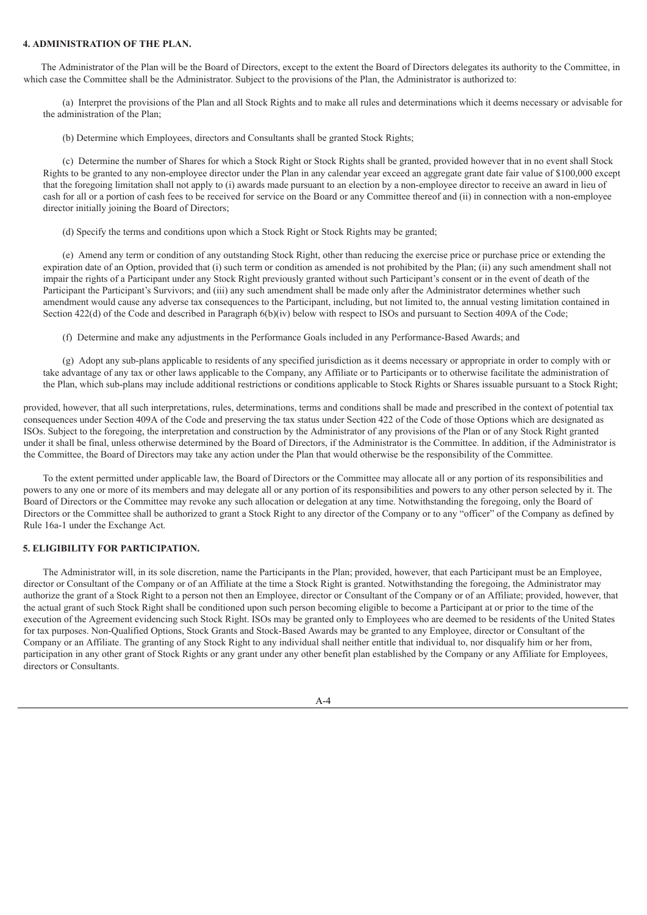#### 4. ADMINISTRATION OF THE PLAN.

The Administrator of the Plan will be the Board of Directors, except to the extent the Board of Directors delegates its authority to the Committee, in which case the Committee shall be the Administrator. Subject to the provisions of the Plan, the Administrator is authorized to:

(a) Interpret the provisions of the Plan and all Stock Rights and to make all rules and determinations which it deems necessary or advisable for the administration of the Plan;

(b) Determine which Employees, directors and Consultants shall be granted Stock Rights;

(c) Determine the number of Shares for which a Stock Right or Stock Rights shall be granted, provided however that in no event shall Stock Rights to be granted to any non-employee director under the Plan in any calendar year exceed an aggregate grant date fair value of $100,000 except that the foregoing limitation shall not apply to (i) awards made pursuant to an election by a non-employee director to receive an award in lieu of cash for all or a portion of cash fees to be received for service on the Board or any Committee thereof and (ii) in connection with a non-employee director initially joining the Board of Directors;

(d) Specify the terms and conditions upon which a Stock Right or Stock Rights may be granted;

(e) Amend any term or condition of any outstanding Stock Right, other than reducing the exercise price or purchase price or extending the expiration date of an Option, provided that (i) such term or condition as amended is not prohibited by the Plan; (ii) any such amendment shall not impair the rights of a Participant under any Stock Right previously granted without such Participant's consent or in the event of death of the Participant the Participant's Survivors; and (iii) any such amendment shall be made only after the Administrator determines whether such amendment would cause any adverse tax consequences to the Participant, including, but not limited to, the annual vesting limitation contained in Section 422(d) of the Code and described in Paragraph 6(b)(iv) below with respect to ISOs and pursuant to Section 409A of the Code;

(f) Determine and make any adjustments in the Performance Goals included in any Performance-Based Awards; and

(g) Adopt any sub-plans applicable to residents of any specified jurisdiction as it deems necessary or appropriate in order to comply with or take advantage of any tax or other laws applicable to the Company, any Affiliate or to Participants or to otherwise facilitate the administration of the Plan, which sub-plans may include additional restrictions or conditions applicable to Stock Rights or Shares issuable pursuant to a Stock Right;

provided, however, that all such interpretations, rules, determinations, terms and conditions shall be made and prescribed in the context of potential tax consequences under Section 409A of the Code and preserving the tax status under Section 422 of the Code of those Options which are designated as ISOs. Subject to the foregoing, the interpretation and construction by the Administrator of any provisions of the Plan or of any Stock Right granted under it shall be final, unless otherwise determined by the Board of Directors, if the Administrator is the Committee. In addition, if the Administrator is the Committee, the Board of Directors may take any action under the Plan that would otherwise be the responsibility of the Committee.

To the extent permitted under applicable law, the Board of Directors or the Committee may allocate all or any portion of its responsibilities and powers to any one or more of its members and may delegate all or any portion of its responsibilities and powers to any other person selected by it. The Board of Directors or the Committee may revoke any such allocation or delegation at any time. Notwithstanding the foregoing, only the Board of Directors or the Committee shall be authorized to grant a Stock Right to any director of the Company or to any "officer" of the Company as defined by Rule 16a-1 under the Exchange Act.

#### 5. ELIGIBILITY FOR PARTICIPATION.

The Administrator will, in its sole discretion, name the Participants in the Plan; provided, however, that each Participant must be an Employee, director or Consultant of the Company or of an Affiliate at the time a Stock Right is granted. Notwithstanding the foregoing, the Administrator may authorize the grant of a Stock Right to a person not then an Employee, director or Consultant of the Company or of an Affiliate; provided, however, that the actual grant of such Stock Right shall be conditioned upon such person becoming eligible to become a Participant at or prior to the time of the execution of the Agreement evidencing such Stock Right. ISOs may be granted only to Employees who are deemed to be residents of the United States for tax purposes. Non-Qualified Options, Stock Grants and Stock-Based Awards may be granted to any Employee, director or Consultant of the Company or an Affiliate. The granting of any Stock Right to any individual shall neither entitle that individual to, nor disqualify him or her from, participation in any other grant of Stock Rights or any grant under any other benefit plan established by the Company or any Affiliate for Employees, directors or Consultants.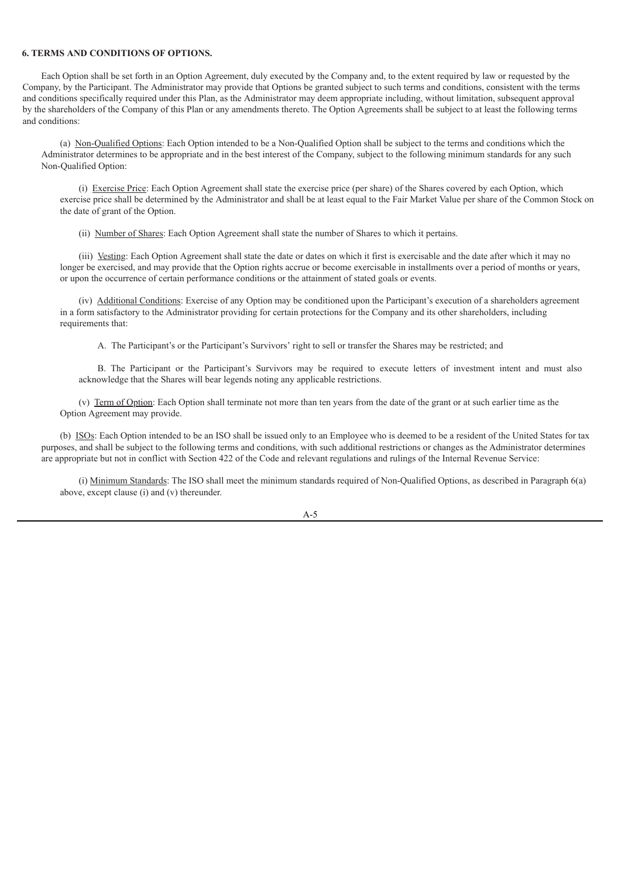**6. TERMS AND CONDITIONS OF OPTIONS.**

Each Option shall be set forth in an Option Agreement, duly executed by the Company and, to the extent required by law or requested by the Company, by the Participant. The Administrator may provide that Options be granted subject to such terms and conditions, consistent with the terms and conditions specifically required under this Plan, as the Administrator may deem appropriate including, without limitation, subsequent approval by the shareholders of the Company of this Plan or any amendments thereto. The Option Agreements shall be subject to at least the following terms and conditions:

(a) Non-Qualified Options: Each Option intended to be a Non-Qualified Option shall be subject to the terms and conditions which the Administrator determines to be appropriate and in the best interest of the Company, subject to the following minimum standards for any such Non-Qualified Option:

(i) Exercise Price: Each Option Agreement shall state the exercise price (per share) of the Shares covered by each Option, which exercise price shall be determined by the Administrator and shall be at least equal to the Fair Market Value per share of the Common Stock on the date of grant of the Option.

(ii) Number of Shares: Each Option Agreement shall state the number of Shares to which it pertains.

(iii) Vesting: Each Option Agreement shall state the date or dates on which it first is exercisable and the date after which it may no longer be exercised, and may provide that the Option rights accrue or become exercisable in installments over a period of months or years, or upon the occurrence of certain performance conditions or the attainment of stated goals or events.

(iv) Additional Conditions: Exercise of any Option may be conditioned upon the Participant's execution of a shareholders agreement in a form satisfactory to the Administrator providing for certain protections for the Company and its other shareholders, including requirements that:

A. The Participant's or the Participant's Survivors' right to sell or transfer the Shares may be restricted; and

B. The Participant or the Participant's Survivors may be required to execute letters of investment intent and must also acknowledge that the Shares will bear legends noting any applicable restrictions.

(v) Term of Option: Each Option shall terminate not more than ten years from the date of the grant or at such earlier time as the Option Agreement may provide.

(b) ISOs: Each Option intended to be an ISO shall be issued only to an Employee who is deemed to be a resident of the United States for tax purposes, and shall be subject to the following terms and conditions, with such additional restrictions or changes as the Administrator determines are appropriate but not in conflict with Section 422 of the Code and relevant regulations and rulings of the Internal Revenue Service:

(i) Minimum Standards: The ISO shall meet the minimum standards required of Non-Qualified Options, as described in Paragraph 6(a) above, except clause (i) and (v) thereunder.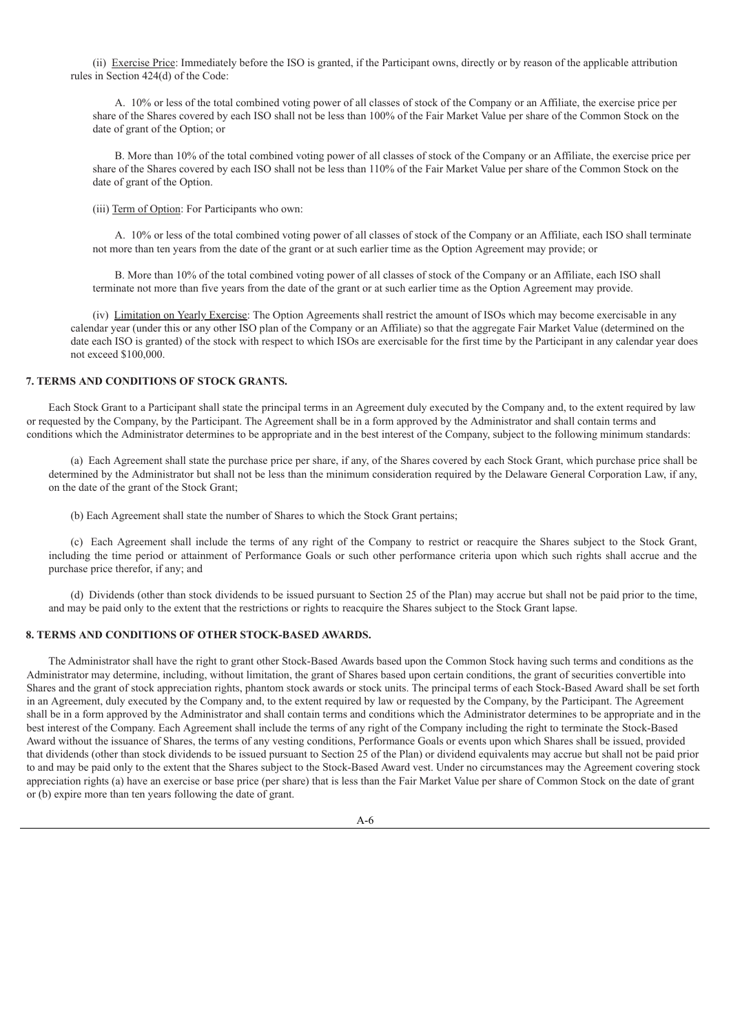(ii) Exercise Price: Immediately before the ISO is granted, if the Participant owns, directly or by reason of the applicable attribution rules in Section 424(d) of the Code:

A. 10% or less of the total combined voting power of all classes of stock of the Company or an Affiliate, the exercise price per share of the Shares covered by each ISO shall not be less than 100% of the Fair Market Value per share of the Common Stock on the date of grant of the Option; or

B. More than 10% of the total combined voting power of all classes of stock of the Company or an Affiliate, the exercise price per share of the Shares covered by each ISO shall not be less than 110% of the Fair Market Value per share of the Common Stock on the date of grant of the Option.

(iii) Term of Option: For Participants who own:

A. 10% or less of the total combined voting power of all classes of stock of the Company or an Affiliate, each ISO shall terminate not more than ten years from the date of the grant or at such earlier time as the Option Agreement may provide; or

B. More than 10% of the total combined voting power of all classes of stock of the Company or an Affiliate, each ISO shall terminate not more than five years from the date of the grant or at such earlier time as the Option Agreement may provide.

(iv) Limitation on Yearly Exercise: The Option Agreements shall restrict the amount of ISOs which may become exercisable in any calendar year (under this or any other ISO plan of the Company or an Affiliate) so that the aggregate Fair Market Value (determined on the date each ISO is granted) of the stock with respect to which ISOs are exercisable for the first time by the Participant in any calendar year does not exceed $100,000.

**7. TERMS AND CONDITIONS OF STOCK GRANTS.**

Each Stock Grant to a Participant shall state the principal terms in an Agreement duly executed by the Company and, to the extent required by law or requested by the Company, by the Participant. The Agreement shall be in a form approved by the Administrator and shall contain terms and conditions which the Administrator determines to be appropriate and in the best interest of the Company, subject to the following minimum standards:

(a) Each Agreement shall state the purchase price per share, if any, of the Shares covered by each Stock Grant, which purchase price shall be determined by the Administrator but shall not be less than the minimum consideration required by the Delaware General Corporation Law, if any, on the date of the grant of the Stock Grant;

(b) Each Agreement shall state the number of Shares to which the Stock Grant pertains;

(c) Each Agreement shall include the terms of any right of the Company to restrict or reacquire the Shares subject to the Stock Grant, including the time period or attainment of Performance Goals or such other performance criteria upon which such rights shall accrue and the purchase price therefor, if any; and

(d) Dividends (other than stock dividends to be issued pursuant to Section 25 of the Plan) may accrue but shall not be paid prior to the time, and may be paid only to the extent that the restrictions or rights to reacquire the Shares subject to the Stock Grant lapse.

**8. TERMS AND CONDITIONS OF OTHER STOCK-BASED AWARDS.**

The Administrator shall have the right to grant other Stock-Based Awards based upon the Common Stock having such terms and conditions as the Administrator may determine, including, without limitation, the grant of Shares based upon certain conditions, the grant of securities convertible into Shares and the grant of stock appreciation rights, phantom stock awards or stock units. The principal terms of each Stock-Based Award shall be set forth in an Agreement, duly executed by the Company and, to the extent required by law or requested by the Company, by the Participant. The Agreement shall be in a form approved by the Administrator and shall contain terms and conditions which the Administrator determines to be appropriate and in the best interest of the Company. Each Agreement shall include the terms of any right of the Company including the right to terminate the Stock-Based Award without the issuance of Shares, the terms of any vesting conditions, Performance Goals or events upon which Shares shall be issued, provided that dividends (other than stock dividends to be issued pursuant to Section 25 of the Plan) or dividend equivalents may accrue but shall not be paid prior to and may be paid only to the extent that the Shares subject to the Stock-Based Award vest. Under no circumstances may the Agreement covering stock appreciation rights (a) have an exercise or base price (per share) that is less than the Fair Market Value per share of Common Stock on the date of grant or (b) expire more than ten years following the date of grant.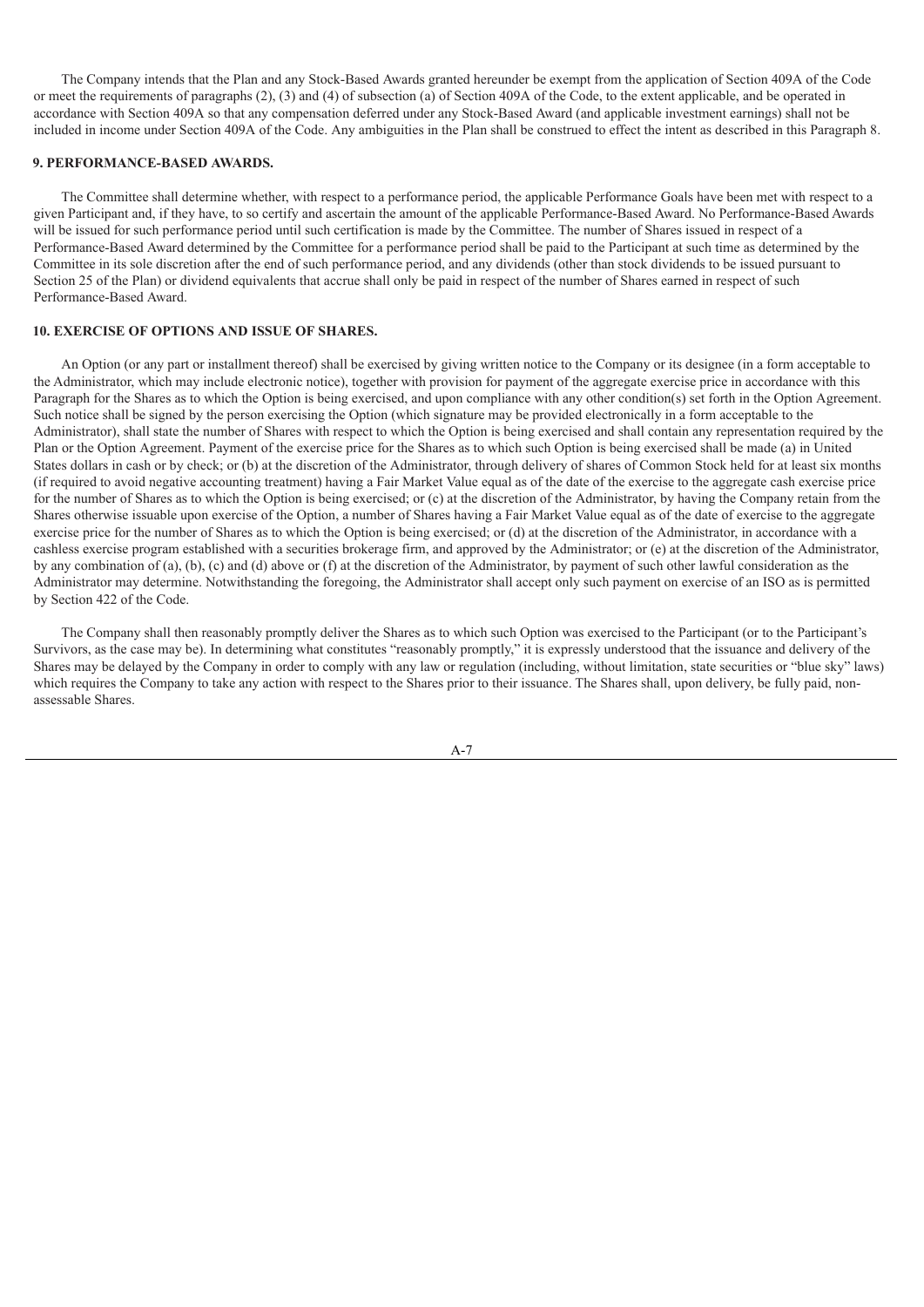The Company intends that the Plan and any Stock-Based Awards granted hereunder be exempt from the application of Section 409A of the Code or meet the requirements of paragraphs (2), (3) and (4) of subsection (a) of Section 409A of the Code, to the extent applicable, and be operated in accordance with Section 409A so that any compensation deferred under any Stock-Based Award (and applicable investment earnings) shall not be included in income under Section 409A of the Code. Any ambiguities in the Plan shall be construed to effect the intent as described in this Paragraph 8.

### 9. PERFORMANCE-BASED AWARDS.

The Committee shall determine whether, with respect to a performance period, the applicable Performance Goals have been met with respect to a given Participant and, if they have, to so certify and ascertain the amount of the applicable Performance-Based Award. No Performance-Based Awards will be issued for such performance period until such certification is made by the Committee. The number of Shares issued in respect of a Performance-Based Award determined by the Committee for a performance period shall be paid to the Participant at such time as determined by the Committee in its sole discretion after the end of such performance period, and any dividends (other than stock dividends to be issued pursuant to Section 25 of the Plan) or dividend equivalents that accrue shall only be paid in respect of the number of Shares earned in respect of such Performance-Based Award.

### 10. EXERCISE OF OPTIONS AND ISSUE OF SHARES.

An Option (or any part or installment thereof) shall be exercised by giving written notice to the Company or its designee (in a form acceptable to the Administrator, which may include electronic notice), together with provision for payment of the aggregate exercise price in accordance with this Paragraph for the Shares as to which the Option is being exercised, and upon compliance with any other condition(s) set forth in the Option Agreement. Such notice shall be signed by the person exercising the Option (which signature may be provided electronically in a form acceptable to the Administrator), shall state the number of Shares with respect to which the Option is being exercised and shall contain any representation required by the Plan or the Option Agreement. Payment of the exercise price for the Shares as to which such Option is being exercised shall be made (a) in United States dollars in cash or by check; or (b) at the discretion of the Administrator, through delivery of shares of Common Stock held for at least six months (if required to avoid negative accounting treatment) having a Fair Market Value equal as of the date of the exercise to the aggregate cash exercise price for the number of Shares as to which the Option is being exercised; or (c) at the discretion of the Administrator, by having the Company retain from the Shares otherwise issuable upon exercise of the Option, a number of Shares having a Fair Market Value equal as of the date of exercise to the aggregate exercise price for the number of Shares as to which the Option is being exercised; or (d) at the discretion of the Administrator, in accordance with a cashless exercise program established with a securities brokerage firm, and approved by the Administrator; or (e) at the discretion of the Administrator, by any combination of (a), (b), (c) and (d) above or (f) at the discretion of the Administrator, by payment of such other lawful consideration as the Administrator may determine. Notwithstanding the foregoing, the Administrator shall accept only such payment on exercise of an ISO as is permitted by Section 422 of the Code.

The Company shall then reasonably promptly deliver the Shares as to which such Option was exercised to the Participant (or to the Participant's Survivors, as the case may be). In determining what constitutes "reasonably promptly," it is expressly understood that the issuance and delivery of the Shares may be delayed by the Company in order to comply with any law or regulation (including, without limitation, state securities or "blue sky" laws) which requires the Company to take any action with respect to the Shares prior to their issuance. The Shares shall, upon delivery, be fully paid, non-assessable Shares.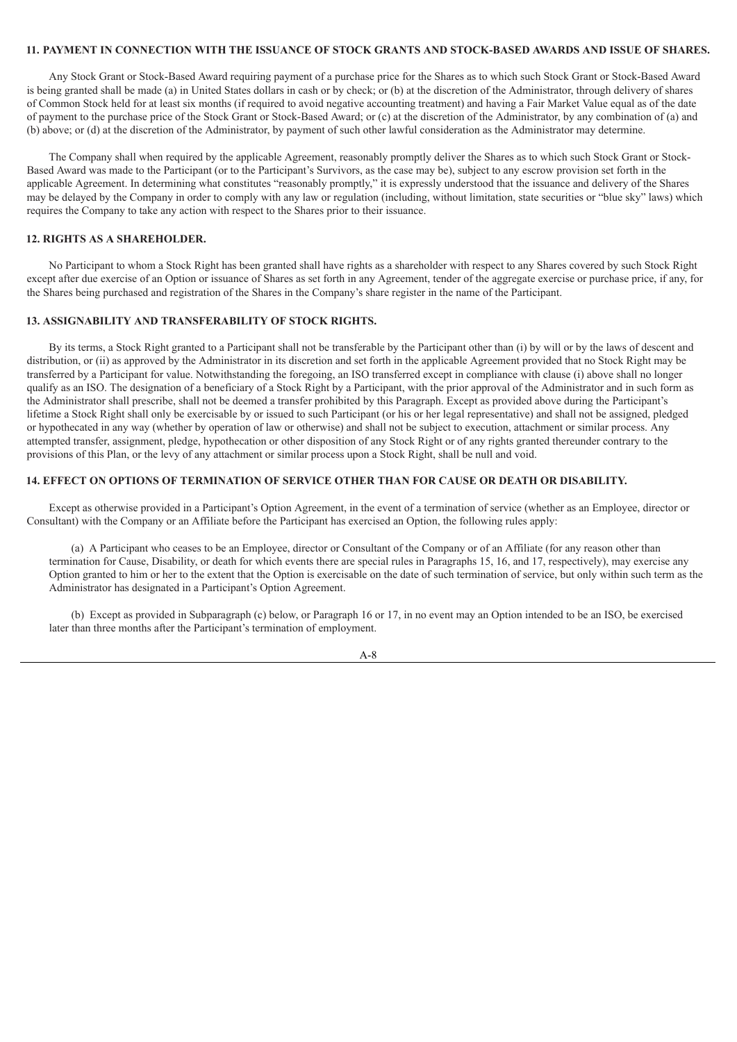### 11. PAYMENT IN CONNECTION WITH THE ISSUANCE OF STOCK GRANTS AND STOCK-BASED AWARDS AND ISSUE OF SHARES.

Any Stock Grant or Stock-Based Award requiring payment of a purchase price for the Shares as to which such Stock Grant or Stock-Based Award is being granted shall be made (a) in United States dollars in cash or by check; or (b) at the discretion of the Administrator, through delivery of shares of Common Stock held for at least six months (if required to avoid negative accounting treatment) and having a Fair Market Value equal as of the date of payment to the purchase price of the Stock Grant or Stock-Based Award; or (c) at the discretion of the Administrator, by any combination of (a) and (b) above; or (d) at the discretion of the Administrator, by payment of such other lawful consideration as the Administrator may determine.

The Company shall when required by the applicable Agreement, reasonably promptly deliver the Shares as to which such Stock Grant or Stock-Based Award was made to the Participant (or to the Participant's Survivors, as the case may be), subject to any escrow provision set forth in the applicable Agreement. In determining what constitutes "reasonably promptly," it is expressly understood that the issuance and delivery of the Shares may be delayed by the Company in order to comply with any law or regulation (including, without limitation, state securities or "blue sky" laws) which requires the Company to take any action with respect to the Shares prior to their issuance.

### 12. RIGHTS AS A SHAREHOLDER.

No Participant to whom a Stock Right has been granted shall have rights as a shareholder with respect to any Shares covered by such Stock Right except after due exercise of an Option or issuance of Shares as set forth in any Agreement, tender of the aggregate exercise or purchase price, if any, for the Shares being purchased and registration of the Shares in the Company's share register in the name of the Participant.

### 13. ASSIGNABILITY AND TRANSFERABILITY OF STOCK RIGHTS.

By its terms, a Stock Right granted to a Participant shall not be transferable by the Participant other than (i) by will or by the laws of descent and distribution, or (ii) as approved by the Administrator in its discretion and set forth in the applicable Agreement provided that no Stock Right may be transferred by a Participant for value. Notwithstanding the foregoing, an ISO transferred except in compliance with clause (i) above shall no longer qualify as an ISO. The designation of a beneficiary of a Stock Right by a Participant, with the prior approval of the Administrator and in such form as the Administrator shall prescribe, shall not be deemed a transfer prohibited by this Paragraph. Except as provided above during the Participant's lifetime a Stock Right shall only be exercisable by or issued to such Participant (or his or her legal representative) and shall not be assigned, pledged or hypothecated in any way (whether by operation of law or otherwise) and shall not be subject to execution, attachment or similar process. Any attempted transfer, assignment, pledge, hypothecation or other disposition of any Stock Right or of any rights granted thereunder contrary to the provisions of this Plan, or the levy of any attachment or similar process upon a Stock Right, shall be null and void.

### 14. EFFECT ON OPTIONS OF TERMINATION OF SERVICE OTHER THAN FOR CAUSE OR DEATH OR DISABILITY.

Except as otherwise provided in a Participant's Option Agreement, in the event of a termination of service (whether as an Employee, director or Consultant) with the Company or an Affiliate before the Participant has exercised an Option, the following rules apply:

(a) A Participant who ceases to be an Employee, director or Consultant of the Company or of an Affiliate (for any reason other than termination for Cause, Disability, or death for which events there are special rules in Paragraphs 15, 16, and 17, respectively), may exercise any Option granted to him or her to the extent that the Option is exercisable on the date of such termination of service, but only within such term as the Administrator has designated in a Participant's Option Agreement.

(b) Except as provided in Subparagraph (c) below, or Paragraph 16 or 17, in no event may an Option intended to be an ISO, be exercised later than three months after the Participant's termination of employment.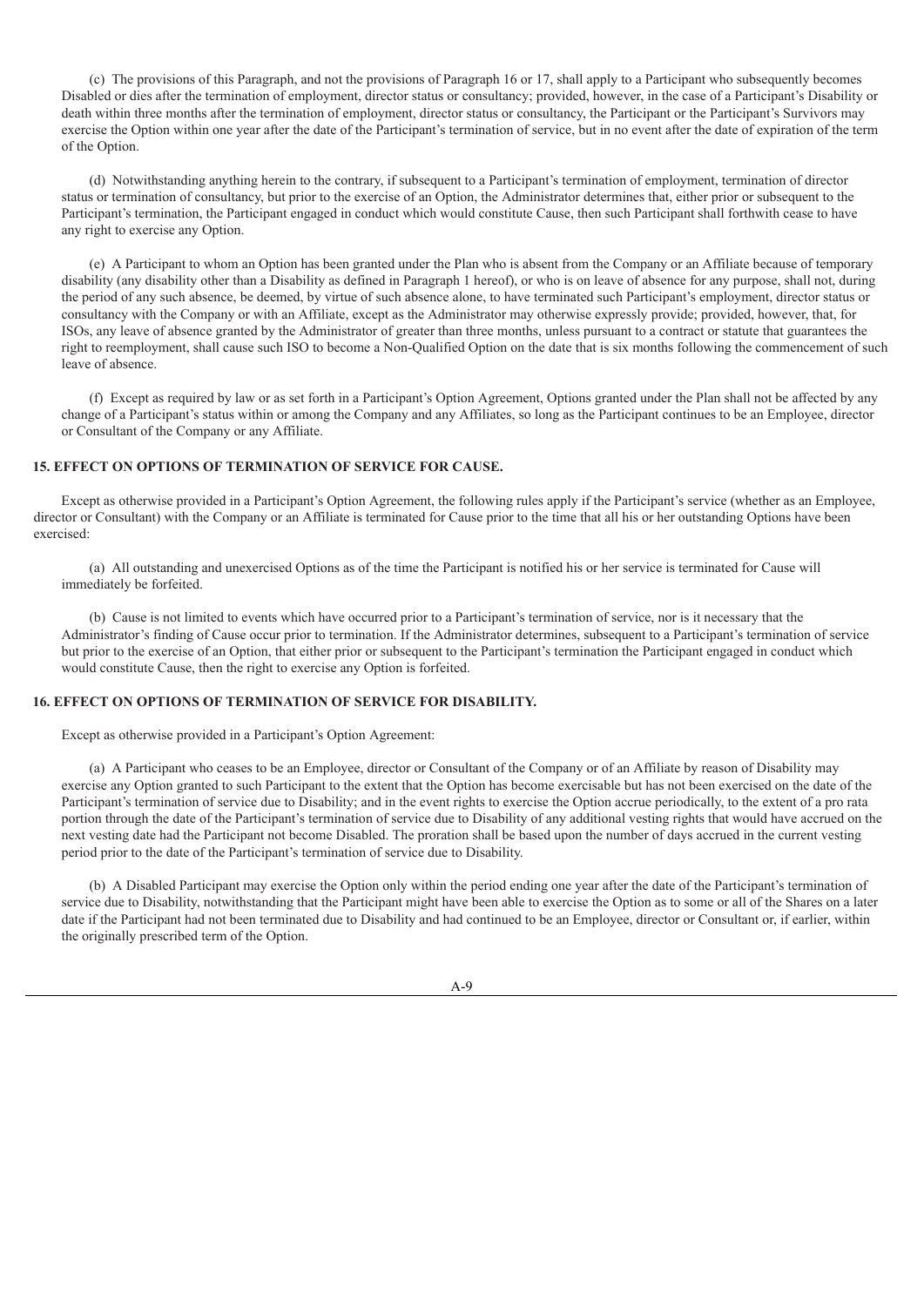(c) The provisions of this Paragraph, and not the provisions of Paragraph 16 or 17, shall apply to a Participant who subsequently becomes Disabled or dies after the termination of employment, director status or consultancy; provided, however, in the case of a Participant's Disability or death within three months after the termination of employment, director status or consultancy, the Participant or the Participant's Survivors may exercise the Option within one year after the date of the Participant's termination of service, but in no event after the date of expiration of the term of the Option.

(d) Notwithstanding anything herein to the contrary, if subsequent to a Participant's termination of employment, termination of director status or termination of consultancy, but prior to the exercise of an Option, the Administrator determines that, either prior or subsequent to the Participant's termination, the Participant engaged in conduct which would constitute Cause, then such Participant shall forthwith cease to have any right to exercise any Option.

(e) A Participant to whom an Option has been granted under the Plan who is absent from the Company or an Affiliate because of temporary disability (any disability other than a Disability as defined in Paragraph 1 hereof), or who is on leave of absence for any purpose, shall not, during the period of any such absence, be deemed, by virtue of such absence alone, to have terminated such Participant's employment, director status or consultancy with the Company or with an Affiliate, except as the Administrator may otherwise expressly provide; provided, however, that, for ISOs, any leave of absence granted by the Administrator of greater than three months, unless pursuant to a contract or statute that guarantees the right to reemployment, shall cause such ISO to become a Non-Qualified Option on the date that is six months following the commencement of such leave of absence.

(f) Except as required by law or as set forth in a Participant's Option Agreement, Options granted under the Plan shall not be affected by any change of a Participant's status within or among the Company and any Affiliates, so long as the Participant continues to be an Employee, director or Consultant of the Company or any Affiliate.

## 15. EFFECT ON OPTIONS OF TERMINATION OF SERVICE FOR CAUSE.

Except as otherwise provided in a Participant's Option Agreement, the following rules apply if the Participant's service (whether as an Employee, director or Consultant) with the Company or an Affiliate is terminated for Cause prior to the time that all his or her outstanding Options have been exercised:

(a) All outstanding and unexercised Options as of the time the Participant is notified his or her service is terminated for Cause will immediately be forfeited.

(b) Cause is not limited to events which have occurred prior to a Participant's termination of service, nor is it necessary that the Administrator's finding of Cause occur prior to termination. If the Administrator determines, subsequent to a Participant's termination of service but prior to the exercise of an Option, that either prior or subsequent to the Participant's termination the Participant engaged in conduct which would constitute Cause, then the right to exercise any Option is forfeited.

## 16. EFFECT ON OPTIONS OF TERMINATION OF SERVICE FOR DISABILITY.

Except as otherwise provided in a Participant's Option Agreement:

(a) A Participant who ceases to be an Employee, director or Consultant of the Company or of an Affiliate by reason of Disability may exercise any Option granted to such Participant to the extent that the Option has become exercisable but has not been exercised on the date of the Participant's termination of service due to Disability; and in the event rights to exercise the Option accrue periodically, to the extent of a pro rata portion through the date of the Participant's termination of service due to Disability of any additional vesting rights that would have accrued on the next vesting date had the Participant not become Disabled. The proration shall be based upon the number of days accrued in the current vesting period prior to the date of the Participant's termination of service due to Disability.

(b) A Disabled Participant may exercise the Option only within the period ending one year after the date of the Participant's termination of service due to Disability, notwithstanding that the Participant might have been able to exercise the Option as to some or all of the Shares on a later date if the Participant had not been terminated due to Disability and had continued to be an Employee, director or Consultant or, if earlier, within the originally prescribed term of the Option.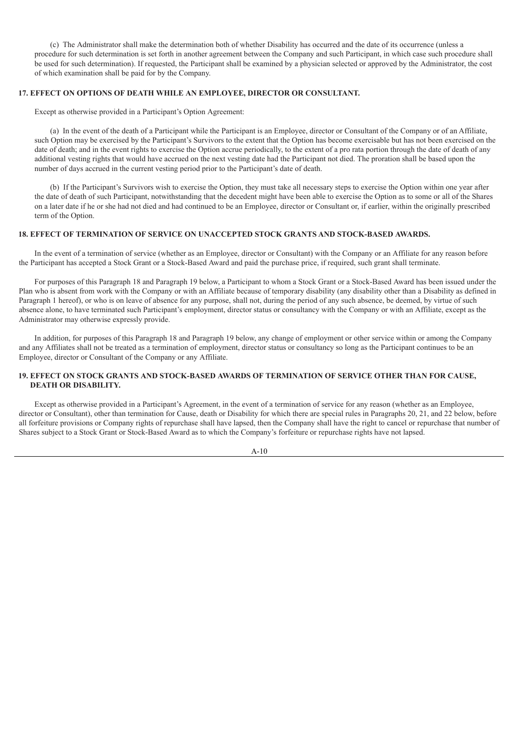(c) The Administrator shall make the determination both of whether Disability has occurred and the date of its occurrence (unless a procedure for such determination is set forth in another agreement between the Company and such Participant, in which case such procedure shall be used for such determination). If requested, the Participant shall be examined by a physician selected or approved by the Administrator, the cost of which examination shall be paid for by the Company.

### 17. EFFECT ON OPTIONS OF DEATH WHILE AN EMPLOYEE, DIRECTOR OR CONSULTANT.

Except as otherwise provided in a Participant's Option Agreement:

(a) In the event of the death of a Participant while the Participant is an Employee, director or Consultant of the Company or of an Affiliate, such Option may be exercised by the Participant's Survivors to the extent that the Option has become exercisable but has not been exercised on the date of death; and in the event rights to exercise the Option accrue periodically, to the extent of a pro rata portion through the date of death of any additional vesting rights that would have accrued on the next vesting date had the Participant not died. The proration shall be based upon the number of days accrued in the current vesting period prior to the Participant's date of death.

(b) If the Participant's Survivors wish to exercise the Option, they must take all necessary steps to exercise the Option within one year after the date of death of such Participant, notwithstanding that the decedent might have been able to exercise the Option as to some or all of the Shares on a later date if he or she had not died and had continued to be an Employee, director or Consultant or, if earlier, within the originally prescribed term of the Option.

### 18. EFFECT OF TERMINATION OF SERVICE ON UNACCEPTED STOCK GRANTS AND STOCK-BASED AWARDS.

In the event of a termination of service (whether as an Employee, director or Consultant) with the Company or an Affiliate for any reason before the Participant has accepted a Stock Grant or a Stock-Based Award and paid the purchase price, if required, such grant shall terminate.

For purposes of this Paragraph 18 and Paragraph 19 below, a Participant to whom a Stock Grant or a Stock-Based Award has been issued under the Plan who is absent from work with the Company or with an Affiliate because of temporary disability (any disability other than a Disability as defined in Paragraph 1 hereof), or who is on leave of absence for any purpose, shall not, during the period of any such absence, be deemed, by virtue of such absence alone, to have terminated such Participant's employment, director status or consultancy with the Company or with an Affiliate, except as the Administrator may otherwise expressly provide.

In addition, for purposes of this Paragraph 18 and Paragraph 19 below, any change of employment or other service within or among the Company and any Affiliates shall not be treated as a termination of employment, director status or consultancy so long as the Participant continues to be an Employee, director or Consultant of the Company or any Affiliate.

### 19. EFFECT ON STOCK GRANTS AND STOCK-BASED AWARDS OF TERMINATION OF SERVICE OTHER THAN FOR CAUSE, DEATH OR DISABILITY.

Except as otherwise provided in a Participant's Agreement, in the event of a termination of service for any reason (whether as an Employee, director or Consultant), other than termination for Cause, death or Disability for which there are special rules in Paragraphs 20, 21, and 22 below, before all forfeiture provisions or Company rights of repurchase shall have lapsed, then the Company shall have the right to cancel or repurchase that number of Shares subject to a Stock Grant or Stock-Based Award as to which the Company's forfeiture or repurchase rights have not lapsed.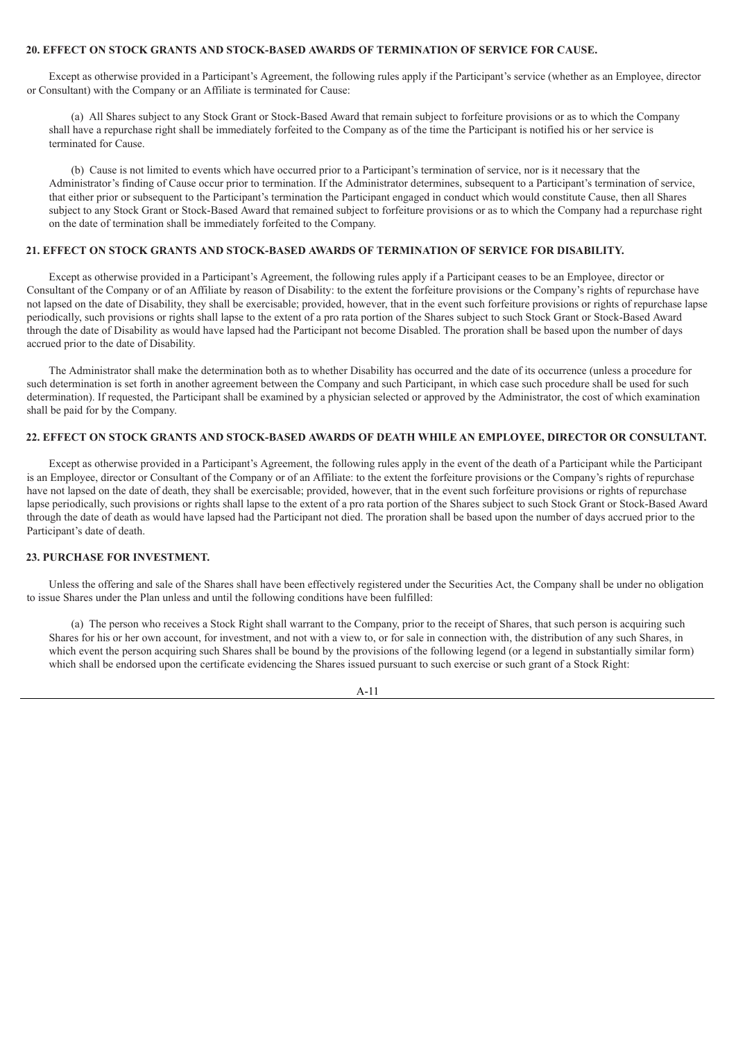## 20. EFFECT ON STOCK GRANTS AND STOCK-BASED AWARDS OF TERMINATION OF SERVICE FOR CAUSE.

Except as otherwise provided in a Participant's Agreement, the following rules apply if the Participant's service (whether as an Employee, director or Consultant) with the Company or an Affiliate is terminated for Cause:

(a) All Shares subject to any Stock Grant or Stock-Based Award that remain subject to forfeiture provisions or as to which the Company shall have a repurchase right shall be immediately forfeited to the Company as of the time the Participant is notified his or her service is terminated for Cause.

(b) Cause is not limited to events which have occurred prior to a Participant's termination of service, nor is it necessary that the Administrator's finding of Cause occur prior to termination. If the Administrator determines, subsequent to a Participant's termination of service, that either prior or subsequent to the Participant's termination the Participant engaged in conduct which would constitute Cause, then all Shares subject to any Stock Grant or Stock-Based Award that remained subject to forfeiture provisions or as to which the Company had a repurchase right on the date of termination shall be immediately forfeited to the Company.

## 21. EFFECT ON STOCK GRANTS AND STOCK-BASED AWARDS OF TERMINATION OF SERVICE FOR DISABILITY.

Except as otherwise provided in a Participant's Agreement, the following rules apply if a Participant ceases to be an Employee, director or Consultant of the Company or of an Affiliate by reason of Disability: to the extent the forfeiture provisions or the Company's rights of repurchase have not lapsed on the date of Disability, they shall be exercisable; provided, however, that in the event such forfeiture provisions or rights of repurchase lapse periodically, such provisions or rights shall lapse to the extent of a pro rata portion of the Shares subject to such Stock Grant or Stock-Based Award through the date of Disability as would have lapsed had the Participant not become Disabled. The proration shall be based upon the number of days accrued prior to the date of Disability.

The Administrator shall make the determination both as to whether Disability has occurred and the date of its occurrence (unless a procedure for such determination is set forth in another agreement between the Company and such Participant, in which case such procedure shall be used for such determination). If requested, the Participant shall be examined by a physician selected or approved by the Administrator, the cost of which examination shall be paid for by the Company.

## 22. EFFECT ON STOCK GRANTS AND STOCK-BASED AWARDS OF DEATH WHILE AN EMPLOYEE, DIRECTOR OR CONSULTANT.

Except as otherwise provided in a Participant's Agreement, the following rules apply in the event of the death of a Participant while the Participant is an Employee, director or Consultant of the Company or of an Affiliate: to the extent the forfeiture provisions or the Company's rights of repurchase have not lapsed on the date of death, they shall be exercisable; provided, however, that in the event such forfeiture provisions or rights of repurchase lapse periodically, such provisions or rights shall lapse to the extent of a pro rata portion of the Shares subject to such Stock Grant or Stock-Based Award through the date of death as would have lapsed had the Participant not died. The proration shall be based upon the number of days accrued prior to the Participant's date of death.

## 23. PURCHASE FOR INVESTMENT.

Unless the offering and sale of the Shares shall have been effectively registered under the Securities Act, the Company shall be under no obligation to issue Shares under the Plan unless and until the following conditions have been fulfilled:

(a) The person who receives a Stock Right shall warrant to the Company, prior to the receipt of Shares, that such person is acquiring such Shares for his or her own account, for investment, and not with a view to, or for sale in connection with, the distribution of any such Shares, in which event the person acquiring such Shares shall be bound by the provisions of the following legend (or a legend in substantially similar form) which shall be endorsed upon the certificate evidencing the Shares issued pursuant to such exercise or such grant of a Stock Right: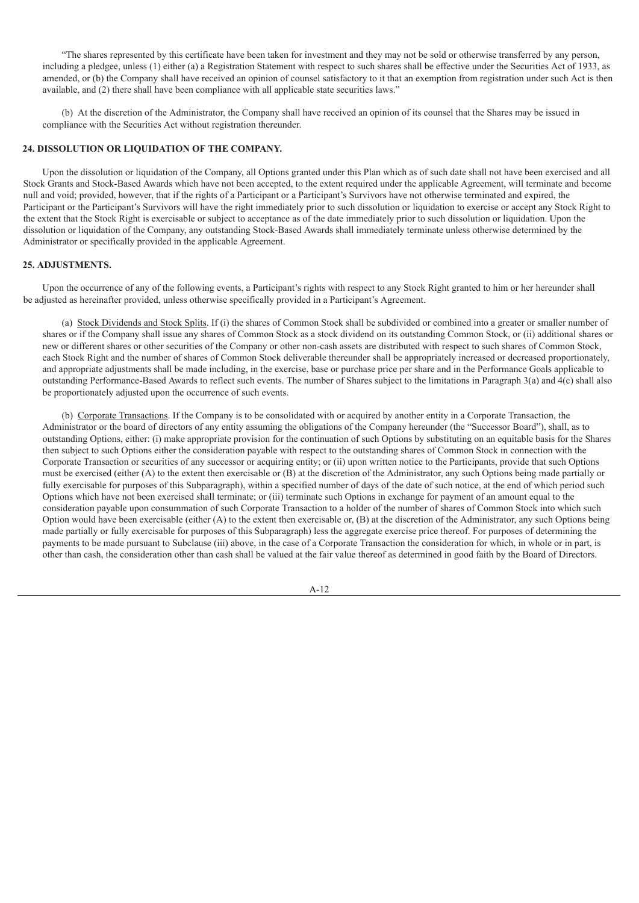"The shares represented by this certificate have been taken for investment and they may not be sold or otherwise transferred by any person, including a pledgee, unless (1) either (a) a Registration Statement with respect to such shares shall be effective under the Securities Act of 1933, as amended, or (b) the Company shall have received an opinion of counsel satisfactory to it that an exemption from registration under such Act is then available, and (2) there shall have been compliance with all applicable state securities laws."

(b) At the discretion of the Administrator, the Company shall have received an opinion of its counsel that the Shares may be issued in compliance with the Securities Act without registration thereunder.

**24. DISSOLUTION OR LIQUIDATION OF THE COMPANY.**

Upon the dissolution or liquidation of the Company, all Options granted under this Plan which as of such date shall not have been exercised and all Stock Grants and Stock-Based Awards which have not been accepted, to the extent required under the applicable Agreement, will terminate and become null and void; provided, however, that if the rights of a Participant or a Participant's Survivors have not otherwise terminated and expired, the Participant or the Participant's Survivors will have the right immediately prior to such dissolution or liquidation to exercise or accept any Stock Right to the extent that the Stock Right is exercisable or subject to acceptance as of the date immediately prior to such dissolution or liquidation. Upon the dissolution or liquidation of the Company, any outstanding Stock-Based Awards shall immediately terminate unless otherwise determined by the Administrator or specifically provided in the applicable Agreement.

**25. ADJUSTMENTS.**

Upon the occurrence of any of the following events, a Participant's rights with respect to any Stock Right granted to him or her hereunder shall be adjusted as hereinafter provided, unless otherwise specifically provided in a Participant's Agreement.

(a) Stock Dividends and Stock Splits. If (i) the shares of Common Stock shall be subdivided or combined into a greater or smaller number of shares or if the Company shall issue any shares of Common Stock as a stock dividend on its outstanding Common Stock, or (ii) additional shares or new or different shares or other securities of the Company or other non-cash assets are distributed with respect to such shares of Common Stock, each Stock Right and the number of shares of Common Stock deliverable thereunder shall be appropriately increased or decreased proportionately, and appropriate adjustments shall be made including, in the exercise, base or purchase price per share and in the Performance Goals applicable to outstanding Performance-Based Awards to reflect such events. The number of Shares subject to the limitations in Paragraph 3(a) and 4(c) shall also be proportionately adjusted upon the occurrence of such events.

(b) Corporate Transactions. If the Company is to be consolidated with or acquired by another entity in a Corporate Transaction, the Administrator or the board of directors of any entity assuming the obligations of the Company hereunder (the "Successor Board"), shall, as to outstanding Options, either: (i) make appropriate provision for the continuation of such Options by substituting on an equitable basis for the Shares then subject to such Options either the consideration payable with respect to the outstanding shares of Common Stock in connection with the Corporate Transaction or securities of any successor or acquiring entity; or (ii) upon written notice to the Participants, provide that such Options must be exercised (either (A) to the extent then exercisable or (B) at the discretion of the Administrator, any such Options being made partially or fully exercisable for purposes of this Subparagraph), within a specified number of days of the date of such notice, at the end of which period such Options which have not been exercised shall terminate; or (iii) terminate such Options in exchange for payment of an amount equal to the consideration payable upon consummation of such Corporate Transaction to a holder of the number of shares of Common Stock into which such Option would have been exercisable (either (A) to the extent then exercisable or, (B) at the discretion of the Administrator, any such Options being made partially or fully exercisable for purposes of this Subparagraph) less the aggregate exercise price thereof. For purposes of determining the payments to be made pursuant to Subclause (iii) above, in the case of a Corporate Transaction the consideration for which, in whole or in part, is other than cash, the consideration other than cash shall be valued at the fair value thereof as determined in good faith by the Board of Directors.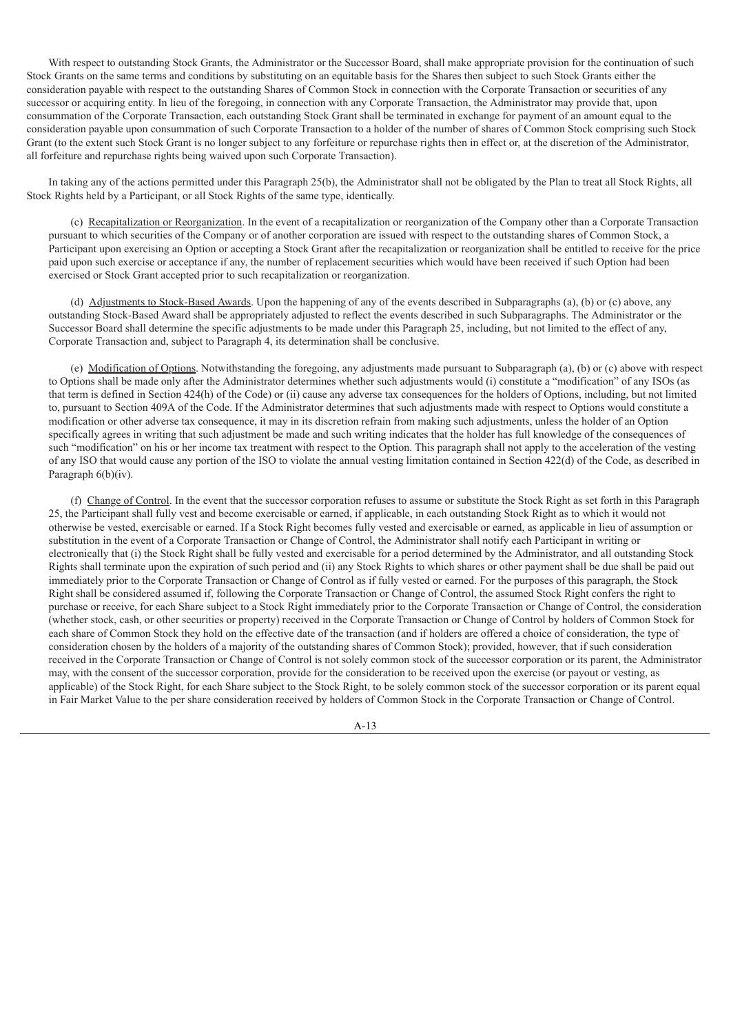With respect to outstanding Stock Grants, the Administrator or the Successor Board, shall make appropriate provision for the continuation of such Stock Grants on the same terms and conditions by substituting on an equitable basis for the Shares then subject to such Stock Grants either the consideration payable with respect to the outstanding Shares of Common Stock in connection with the Corporate Transaction or securities of any successor or acquiring entity. In lieu of the foregoing, in connection with any Corporate Transaction, the Administrator may provide that, upon consummation of the Corporate Transaction, each outstanding Stock Grant shall be terminated in exchange for payment of an amount equal to the consideration payable upon consummation of such Corporate Transaction to a holder of the number of shares of Common Stock comprising such Stock Grant (to the extent such Stock Grant is no longer subject to any forfeiture or repurchase rights then in effect or, at the discretion of the Administrator, all forfeiture and repurchase rights being waived upon such Corporate Transaction).

In taking any of the actions permitted under this Paragraph 25(b), the Administrator shall not be obligated by the Plan to treat all Stock Rights, all Stock Rights held by a Participant, or all Stock Rights of the same type, identically.

(c) Recapitalization or Reorganization. In the event of a recapitalization or reorganization of the Company other than a Corporate Transaction pursuant to which securities of the Company or of another corporation are issued with respect to the outstanding shares of Common Stock, a Participant upon exercising an Option or accepting a Stock Grant after the recapitalization or reorganization shall be entitled to receive for the price paid upon such exercise or acceptance if any, the number of replacement securities which would have been received if such Option had been exercised or Stock Grant accepted prior to such recapitalization or reorganization.

(d) Adjustments to Stock-Based Awards. Upon the happening of any of the events described in Subparagraphs (a), (b) or (c) above, any outstanding Stock-Based Award shall be appropriately adjusted to reflect the events described in such Subparagraphs. The Administrator or the Successor Board shall determine the specific adjustments to be made under this Paragraph 25, including, but not limited to the effect of any, Corporate Transaction and, subject to Paragraph 4, its determination shall be conclusive.

(e) Modification of Options. Notwithstanding the foregoing, any adjustments made pursuant to Subparagraph (a), (b) or (c) above with respect to Options shall be made only after the Administrator determines whether such adjustments would (i) constitute a "modification" of any ISOs (as that term is defined in Section 424(h) of the Code) or (ii) cause any adverse tax consequences for the holders of Options, including, but not limited to, pursuant to Section 409A of the Code. If the Administrator determines that such adjustments made with respect to Options would constitute a modification or other adverse tax consequence, it may in its discretion refrain from making such adjustments, unless the holder of an Option specifically agrees in writing that such adjustment be made and such writing indicates that the holder has full knowledge of the consequences of such "modification" on his or her income tax treatment with respect to the Option. This paragraph shall not apply to the acceleration of the vesting of any ISO that would cause any portion of the ISO to violate the annual vesting limitation contained in Section 422(d) of the Code, as described in Paragraph 6(b)(iv).

(f) Change of Control. In the event that the successor corporation refuses to assume or substitute the Stock Right as set forth in this Paragraph 25, the Participant shall fully vest and become exercisable or earned, if applicable, in each outstanding Stock Right as to which it would not otherwise be vested, exercisable or earned. If a Stock Right becomes fully vested and exercisable or earned, as applicable in lieu of assumption or substitution in the event of a Corporate Transaction or Change of Control, the Administrator shall notify each Participant in writing or electronically that (i) the Stock Right shall be fully vested and exercisable for a period determined by the Administrator, and all outstanding Stock Rights shall terminate upon the expiration of such period and (ii) any Stock Rights to which shares or other payment shall be due shall be paid out immediately prior to the Corporate Transaction or Change of Control as if fully vested or earned. For the purposes of this paragraph, the Stock Right shall be considered assumed if, following the Corporate Transaction or Change of Control, the assumed Stock Right confers the right to purchase or receive, for each Share subject to a Stock Right immediately prior to the Corporate Transaction or Change of Control, the consideration (whether stock, cash, or other securities or property) received in the Corporate Transaction or Change of Control by holders of Common Stock for each share of Common Stock they hold on the effective date of the transaction (and if holders are offered a choice of consideration, the type of consideration chosen by the holders of a majority of the outstanding shares of Common Stock); provided, however, that if such consideration received in the Corporate Transaction or Change of Control is not solely common stock of the successor corporation or its parent, the Administrator may, with the consent of the successor corporation, provide for the consideration to be received upon the exercise (or payout or vesting, as applicable) of the Stock Right, for each Share subject to the Stock Right, to be solely common stock of the successor corporation or its parent equal in Fair Market Value to the per share consideration received by holders of Common Stock in the Corporate Transaction or Change of Control.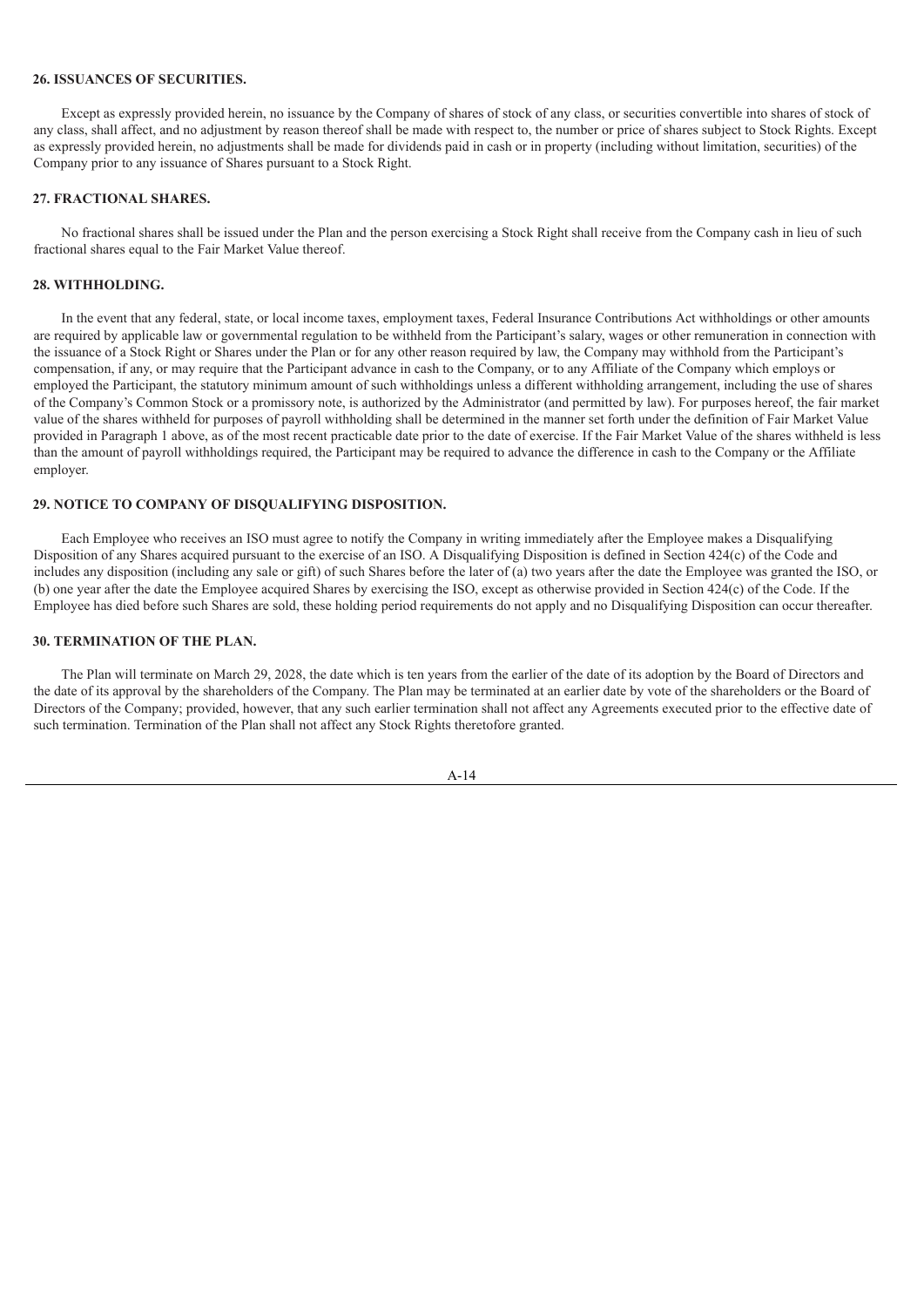### 26. ISSUANCES OF SECURITIES.

Except as expressly provided herein, no issuance by the Company of shares of stock of any class, or securities convertible into shares of stock of any class, shall affect, and no adjustment by reason thereof shall be made with respect to, the number or price of shares subject to Stock Rights. Except as expressly provided herein, no adjustments shall be made for dividends paid in cash or in property (including without limitation, securities) of the Company prior to any issuance of Shares pursuant to a Stock Right.

### 27. FRACTIONAL SHARES.

No fractional shares shall be issued under the Plan and the person exercising a Stock Right shall receive from the Company cash in lieu of such fractional shares equal to the Fair Market Value thereof.

### 28. WITHHOLDING.

In the event that any federal, state, or local income taxes, employment taxes, Federal Insurance Contributions Act withholdings or other amounts are required by applicable law or governmental regulation to be withheld from the Participant's salary, wages or other remuneration in connection with the issuance of a Stock Right or Shares under the Plan or for any other reason required by law, the Company may withhold from the Participant's compensation, if any, or may require that the Participant advance in cash to the Company, or to any Affiliate of the Company which employs or employed the Participant, the statutory minimum amount of such withholdings unless a different withholding arrangement, including the use of shares of the Company's Common Stock or a promissory note, is authorized by the Administrator (and permitted by law). For purposes hereof, the fair market value of the shares withheld for purposes of payroll withholding shall be determined in the manner set forth under the definition of Fair Market Value provided in Paragraph 1 above, as of the most recent practicable date prior to the date of exercise. If the Fair Market Value of the shares withheld is less than the amount of payroll withholdings required, the Participant may be required to advance the difference in cash to the Company or the Affiliate employer.

### 29. NOTICE TO COMPANY OF DISQUALIFYING DISPOSITION.

Each Employee who receives an ISO must agree to notify the Company in writing immediately after the Employee makes a Disqualifying Disposition of any Shares acquired pursuant to the exercise of an ISO. A Disqualifying Disposition is defined in Section 424(c) of the Code and includes any disposition (including any sale or gift) of such Shares before the later of (a) two years after the date the Employee was granted the ISO, or (b) one year after the date the Employee acquired Shares by exercising the ISO, except as otherwise provided in Section 424(c) of the Code. If the Employee has died before such Shares are sold, these holding period requirements do not apply and no Disqualifying Disposition can occur thereafter.

### 30. TERMINATION OF THE PLAN.

The Plan will terminate on March 29, 2028, the date which is ten years from the earlier of the date of its adoption by the Board of Directors and the date of its approval by the shareholders of the Company. The Plan may be terminated at an earlier date by vote of the shareholders or the Board of Directors of the Company; provided, however, that any such earlier termination shall not affect any Agreements executed prior to the effective date of such termination. Termination of the Plan shall not affect any Stock Rights theretofore granted.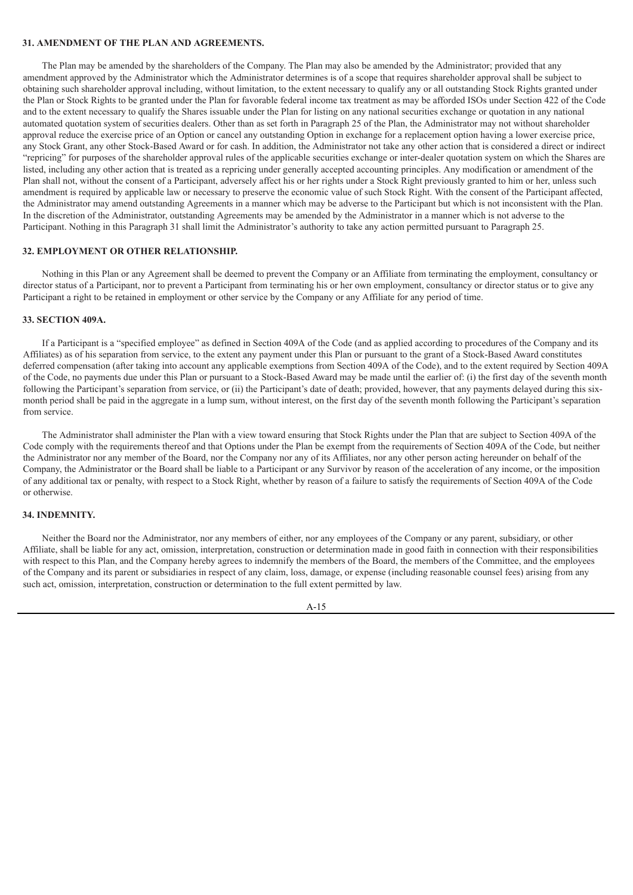**31. AMENDMENT OF THE PLAN AND AGREEMENTS.**

The Plan may be amended by the shareholders of the Company. The Plan may also be amended by the Administrator; provided that any amendment approved by the Administrator which the Administrator determines is of a scope that requires shareholder approval shall be subject to obtaining such shareholder approval including, without limitation, to the extent necessary to qualify any or all outstanding Stock Rights granted under the Plan or Stock Rights to be granted under the Plan for favorable federal income tax treatment as may be afforded ISOs under Section 422 of the Code and to the extent necessary to qualify the Shares issuable under the Plan for listing on any national securities exchange or quotation in any national automated quotation system of securities dealers. Other than as set forth in Paragraph 25 of the Plan, the Administrator may not without shareholder approval reduce the exercise price of an Option or cancel any outstanding Option in exchange for a replacement option having a lower exercise price, any Stock Grant, any other Stock-Based Award or for cash. In addition, the Administrator not take any other action that is considered a direct or indirect "repricing" for purposes of the shareholder approval rules of the applicable securities exchange or inter-dealer quotation system on which the Shares are listed, including any other action that is treated as a repricing under generally accepted accounting principles. Any modification or amendment of the Plan shall not, without the consent of a Participant, adversely affect his or her rights under a Stock Right previously granted to him or her, unless such amendment is required by applicable law or necessary to preserve the economic value of such Stock Right. With the consent of the Participant affected, the Administrator may amend outstanding Agreements in a manner which may be adverse to the Participant but which is not inconsistent with the Plan. In the discretion of the Administrator, outstanding Agreements may be amended by the Administrator in a manner which is not adverse to the Participant. Nothing in this Paragraph 31 shall limit the Administrator's authority to take any action permitted pursuant to Paragraph 25.

**32. EMPLOYMENT OR OTHER RELATIONSHIP.**

Nothing in this Plan or any Agreement shall be deemed to prevent the Company or an Affiliate from terminating the employment, consultancy or director status of a Participant, nor to prevent a Participant from terminating his or her own employment, consultancy or director status or to give any Participant a right to be retained in employment or other service by the Company or any Affiliate for any period of time.

**33. SECTION 409A.**

If a Participant is a "specified employee" as defined in Section 409A of the Code (and as applied according to procedures of the Company and its Affiliates) as of his separation from service, to the extent any payment under this Plan or pursuant to the grant of a Stock-Based Award constitutes deferred compensation (after taking into account any applicable exemptions from Section 409A of the Code), and to the extent required by Section 409A of the Code, no payments due under this Plan or pursuant to a Stock-Based Award may be made until the earlier of: (i) the first day of the seventh month following the Participant's separation from service, or (ii) the Participant's date of death; provided, however, that any payments delayed during this six-month period shall be paid in the aggregate in a lump sum, without interest, on the first day of the seventh month following the Participant's separation from service.

The Administrator shall administer the Plan with a view toward ensuring that Stock Rights under the Plan that are subject to Section 409A of the Code comply with the requirements thereof and that Options under the Plan be exempt from the requirements of Section 409A of the Code, but neither the Administrator nor any member of the Board, nor the Company nor any of its Affiliates, nor any other person acting hereunder on behalf of the Company, the Administrator or the Board shall be liable to a Participant or any Survivor by reason of the acceleration of any income, or the imposition of any additional tax or penalty, with respect to a Stock Right, whether by reason of a failure to satisfy the requirements of Section 409A of the Code or otherwise.

**34. INDEMNITY.**

Neither the Board nor the Administrator, nor any members of either, nor any employees of the Company or any parent, subsidiary, or other Affiliate, shall be liable for any act, omission, interpretation, construction or determination made in good faith in connection with their responsibilities with respect to this Plan, and the Company hereby agrees to indemnify the members of the Board, the members of the Committee, and the employees of the Company and its parent or subsidiaries in respect of any claim, loss, damage, or expense (including reasonable counsel fees) arising from any such act, omission, interpretation, construction or determination to the full extent permitted by law.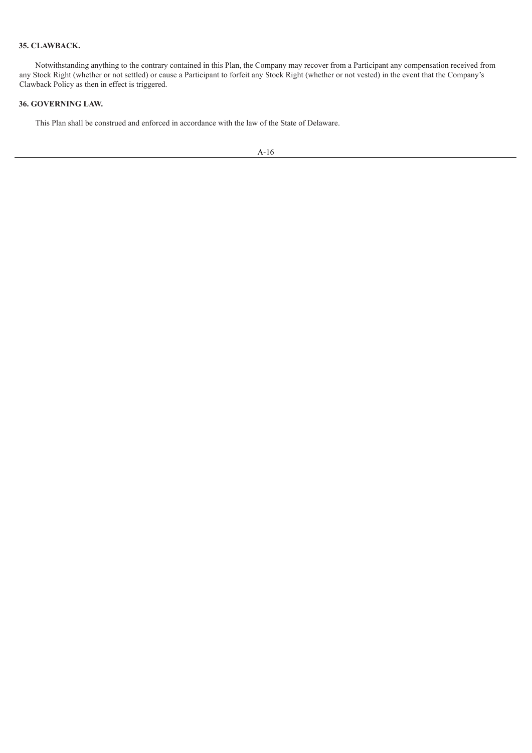**35. CLAWBACK.**

Notwithstanding anything to the contrary contained in this Plan, the Company may recover from a Participant any compensation received from any Stock Right (whether or not settled) or cause a Participant to forfeit any Stock Right (whether or not vested) in the event that the Company's Clawback Policy as then in effect is triggered.

**36. GOVERNING LAW.**

This Plan shall be construed and enforced in accordance with the law of the State of Delaware.